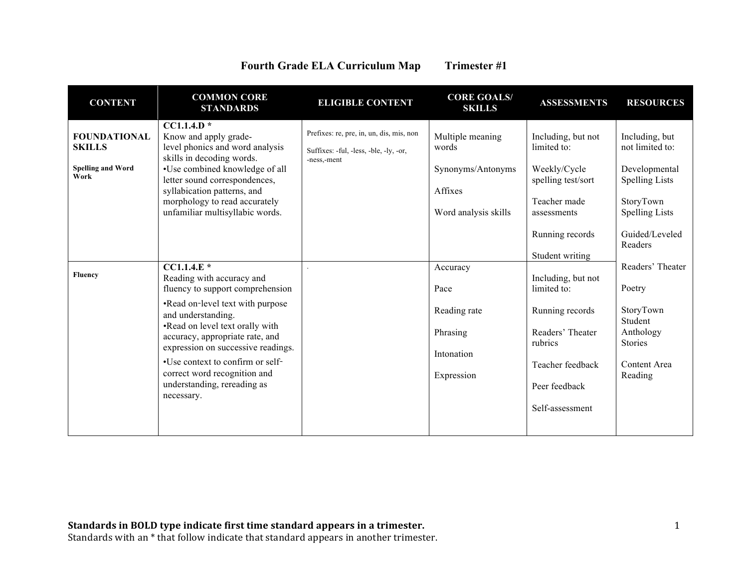# Fourth Grade ELA Curriculum Map Trimester #1

| CONTENT | COMMON CORE STANDARDS | ELIGIBLE CONTENT | CORE GOALS/ SKILLS | ASSESSMENTS | RESOURCES |
|---|---|---|---|---|---|
| **FOUNDATIONAL SKILLS**<br><br>**Spelling and Word Work** | **CC1.1.4.D ***<br>Know and apply grade-level phonics and word analysis skills in decoding words.<br>•Use combined knowledge of all letter sound correspondences, syllabication patterns, and morphology to read accurately unfamiliar multisyllabic words. | Prefixes: re, pre, in, un, dis, mis, non<br><br>Suffixes: -ful, -less, -ble, -ly, -or, -ness,-ment | Multiple meaning words<br><br>Synonyms/Antonyms<br><br>Affixes<br><br>Word analysis skills | Including, but not limited to:<br><br>Weekly/Cycle spelling test/sort<br><br>Teacher made assessments<br><br>Running records<br><br>Student writing | Including, but not limited to:<br><br>Developmental Spelling Lists<br><br>StoryTown Spelling Lists<br><br>Guided/Leveled Readers<br><br>Readers' Theater<br><br>Poetry<br><br>StoryTown Student Anthology Stories<br><br>Content Area Reading |
| **Fluency** | **CC1.1.4.E ***<br>Reading with accuracy and fluency to support comprehension<br>•Read on-level text with purpose and understanding.<br>•Read on level text orally with accuracy, appropriate rate, and expression on successive readings.<br>•Use context to confirm or self-correct word recognition and understanding, rereading as necessary. | . | Accuracy<br><br>Pace<br><br>Reading rate<br><br>Phrasing<br><br>Intonation<br><br>Expression | Including, but not limited to:<br><br>Running records<br><br>Readers' Theater rubrics<br><br>Teacher feedback<br><br>Peer feedback<br><br>Self-assessment | |

**Standards in BOLD type indicate first time standard appears in a trimester.**
Standards with an * that follow indicate that standard appears in another trimester.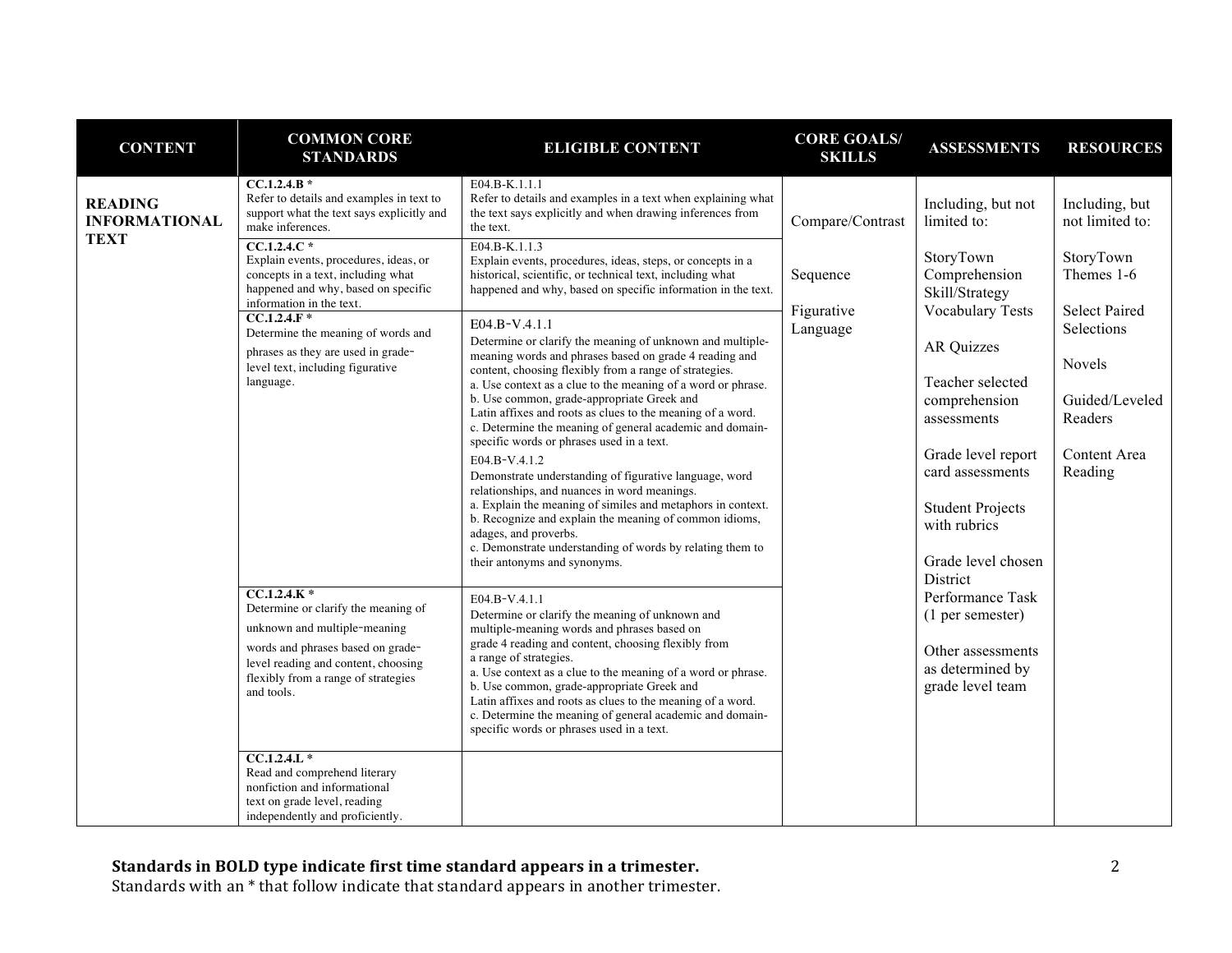| CONTENT | COMMON CORE STANDARDS | ELIGIBLE CONTENT | CORE GOALS/ SKILLS | ASSESSMENTS | RESOURCES |
|---|---|---|---|---|---|
| **READING INFORMATIONAL TEXT** | **CC.1.2.4.B** * Refer to details and examples in text to support what the text says explicitly and make inferences. | E04.B-K.1.1.1 Refer to details and examples in a text when explaining what the text says explicitly and when drawing inferences from the text. | Compare/Contrast<br><br>Sequence<br><br>Figurative Language | Including, but not limited to:<br><br>StoryTown Comprehension Skill/Strategy Vocabulary Tests<br><br>AR Quizzes<br><br>Teacher selected comprehension assessments<br><br>Grade level report card assessments<br><br>Student Projects with rubrics<br><br>Grade level chosen District Performance Task (1 per semester)<br><br>Other assessments as determined by grade level team | Including, but not limited to:<br><br>StoryTown Themes 1-6<br><br>Select Paired Selections<br><br>Novels<br><br>Guided/Leveled Readers<br><br>Content Area Reading |
| | **CC.1.2.4.C** * Explain events, procedures, ideas, or concepts in a text, including what happened and why, based on specific information in the text. | E04.B-K.1.1.3 Explain events, procedures, ideas, steps, or concepts in a historical, scientific, or technical text, including what happened and why, based on specific information in the text. | | | |
| | **CC.1.2.4.F** * Determine the meaning of words and phrases as they are used in grade-level text, including figurative language. | E04.B-V.4.1.1 Determine or clarify the meaning of unknown and multiple-meaning words and phrases based on grade 4 reading and content, choosing flexibly from a range of strategies.<br>a. Use context as a clue to the meaning of a word or phrase.<br>b. Use common, grade-appropriate Greek and Latin affixes and roots as clues to the meaning of a word.<br>c. Determine the meaning of general academic and domain-specific words or phrases used in a text.<br><br>E04.B-V.4.1.2 Demonstrate understanding of figurative language, word relationships, and nuances in word meanings.<br>a. Explain the meaning of similes and metaphors in context.<br>b. Recognize and explain the meaning of common idioms, adages, and proverbs.<br>c. Demonstrate understanding of words by relating them to their antonyms and synonyms. | | | |
| | **CC.1.2.4.K** * Determine or clarify the meaning of unknown and multiple-meaning words and phrases based on grade-level reading and content, choosing flexibly from a range of strategies and tools. | E04.B-V.4.1.1 Determine or clarify the meaning of unknown and multiple-meaning words and phrases based on grade 4 reading and content, choosing flexibly from a range of strategies.<br>a. Use context as a clue to the meaning of a word or phrase.<br>b. Use common, grade-appropriate Greek and Latin affixes and roots as clues to the meaning of a word.<br>c. Determine the meaning of general academic and domain-specific words or phrases used in a text. | | | |
| | **CC.1.2.4.L** * Read and comprehend literary nonfiction and informational text on grade level, reading independently and proficiently. | | | | |

**Standards in BOLD type indicate first time standard appears in a trimester.**
Standards with an * that follow indicate that standard appears in another trimester.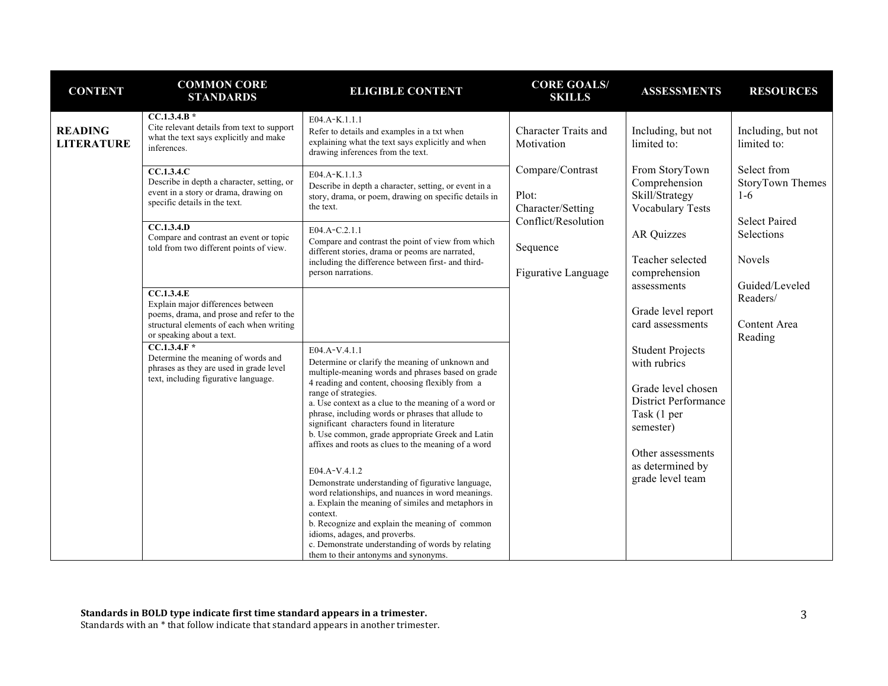| CONTENT | COMMON CORE STANDARDS | ELIGIBLE CONTENT | CORE GOALS/ SKILLS | ASSESSMENTS | RESOURCES |
|---|---|---|---|---|---|
| **READING LITERATURE** | **CC.1.3.4.B** * Cite relevant details from text to support what the text says explicitly and make inferences. | E04.A-K.1.1.1 Refer to details and examples in a txt when explaining what the text says explicitly and when drawing inferences from the text. | Character Traits and Motivation<br><br>Compare/Contrast<br><br>Plot: Character/Setting Conflict/Resolution<br><br>Sequence<br><br>Figurative Language | Including, but not limited to:<br><br>From StoryTown Comprehension Skill/Strategy Vocabulary Tests<br><br>AR Quizzes<br><br>Teacher selected comprehension assessments<br><br>Grade level report card assessments<br><br>Student Projects with rubrics<br><br>Grade level chosen District Performance Task (1 per semester)<br><br>Other assessments as determined by grade level team | Including, but not limited to:<br><br>Select from StoryTown Themes 1-6<br><br>Select Paired Selections<br><br>Novels<br><br>Guided/Leveled Readers/<br><br>Content Area Reading |
| | **CC.1.3.4.C** Describe in depth a character, setting, or event in a story or drama, drawing on specific details in the text. | E04.A-K.1.1.3 Describe in depth a character, setting, or event in a story, drama, or poem, drawing on specific details in the text. | | | |
| | **CC.1.3.4.D** Compare and contrast an event or topic told from two different points of view. | E04.A-C.2.1.1 Compare and contrast the point of view from which different stories, drama or peoms are narrated, including the difference between first- and third-person narrations. | | | |
| | **CC.1.3.4.E** Explain major differences between poems, drama, and prose and refer to the structural elements of each when writing or speaking about a text. | | | | |
| | **CC.1.3.4.F** * Determine the meaning of words and phrases as they are used in grade level text, including figurative language. | E04.A-V.4.1.1 Determine or clarify the meaning of unknown and multiple-meaning words and phrases based on grade 4 reading and content, choosing flexibly from a range of strategies.<br>a. Use context as a clue to the meaning of a word or phrase, including words or phrases that allude to significant characters found in literature<br>b. Use common, grade appropriate Greek and Latin affixes and roots as clues to the meaning of a word<br><br>E04.A-V.4.1.2 Demonstrate understanding of figurative language, word relationships, and nuances in word meanings.<br>a. Explain the meaning of similes and metaphors in context.<br>b. Recognize and explain the meaning of common idioms, adages, and proverbs.<br>c. Demonstrate understanding of words by relating them to their antonyms and synonyms. | | | |

**Standards in BOLD type indicate first time standard appears in a trimester.**
Standards with an * that follow indicate that standard appears in another trimester.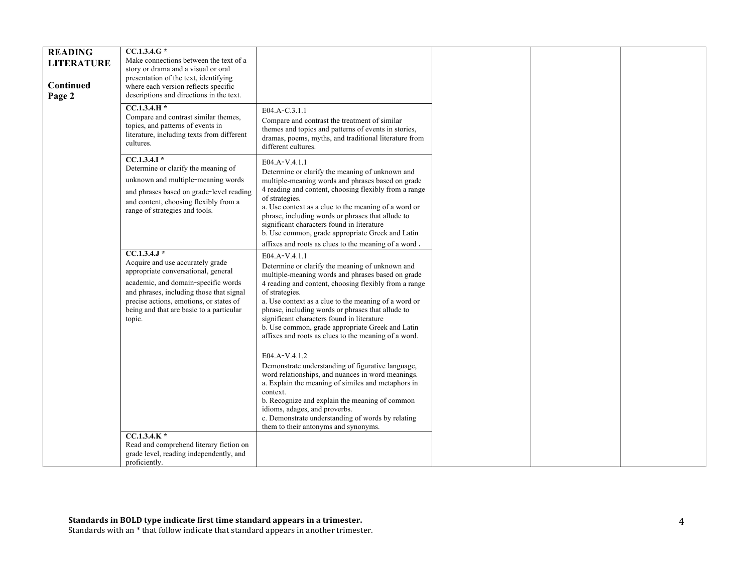| READING LITERATURE<br><br>Continued Page 2 | **CC.1.3.4.G** *<br>Make connections between the text of a story or drama and a visual or oral presentation of the text, identifying where each version reflects specific descriptions and directions in the text. | | | | |
|---|---|---|---|---|---|
| | **CC.1.3.4.H** *<br>Compare and contrast similar themes, topics, and patterns of events in literature, including texts from different cultures. | E04.A-C.3.1.1<br>Compare and contrast the treatment of similar themes and topics and patterns of events in stories, dramas, poems, myths, and traditional literature from different cultures. | | | |
| | **CC.1.3.4.I** *<br>Determine or clarify the meaning of unknown and multiple-meaning words and phrases based on grade-level reading and content, choosing flexibly from a range of strategies and tools. | E04.A-V.4.1.1<br>Determine or clarify the meaning of unknown and multiple-meaning words and phrases based on grade 4 reading and content, choosing flexibly from a range of strategies.<br>a. Use context as a clue to the meaning of a word or phrase, including words or phrases that allude to significant characters found in literature<br>b. Use common, grade appropriate Greek and Latin affixes and roots as clues to the meaning of a word . | | | |
| | **CC.1.3.4.J** *<br>Acquire and use accurately grade appropriate conversational, general academic, and domain-specific words and phrases, including those that signal precise actions, emotions, or states of being and that are basic to a particular topic. | E04.A-V.4.1.1<br>Determine or clarify the meaning of unknown and multiple-meaning words and phrases based on grade 4 reading and content, choosing flexibly from a range of strategies.<br>a. Use context as a clue to the meaning of a word or phrase, including words or phrases that allude to significant characters found in literature<br>b. Use common, grade appropriate Greek and Latin affixes and roots as clues to the meaning of a word.<br><br>E04.A-V.4.1.2<br>Demonstrate understanding of figurative language, word relationships, and nuances in word meanings.<br>a. Explain the meaning of similes and metaphors in context.<br>b. Recognize and explain the meaning of common idioms, adages, and proverbs.<br>c. Demonstrate understanding of words by relating them to their antonyms and synonyms. | | | |
| | **CC.1.3.4.K** *<br>Read and comprehend literary fiction on grade level, reading independently, and proficiently. | | | | |

**Standards in BOLD type indicate first time standard appears in a trimester.**
Standards with an * that follow indicate that standard appears in another trimester.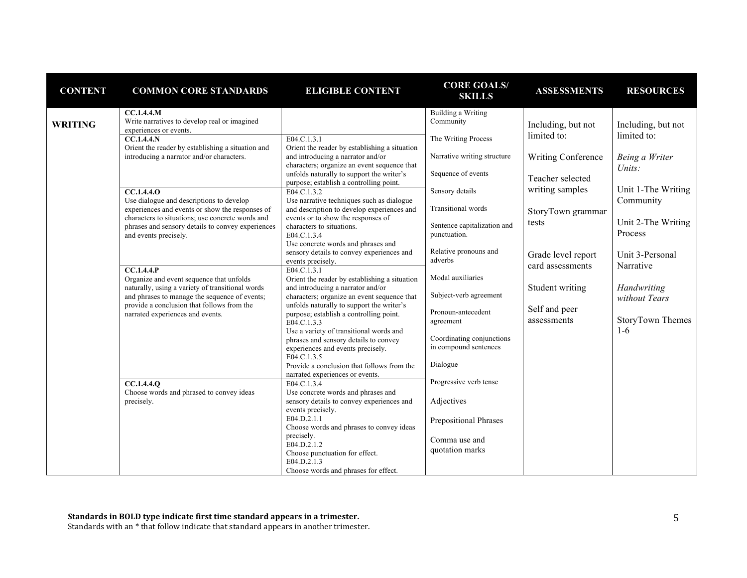| CONTENT | COMMON CORE STANDARDS | ELIGIBLE CONTENT | CORE GOALS/ SKILLS | ASSESSMENTS | RESOURCES |
|---|---|---|---|---|---|
| **WRITING** | **CC.1.4.4.M** Write narratives to develop real or imagined experiences or events. | | Building a Writing Community<br><br>The Writing Process<br><br>Narrative writing structure<br><br>Sequence of events<br><br>Sensory details<br><br>Transitional words<br><br>Sentence capitalization and punctuation.<br><br>Relative pronouns and adverbs<br><br>Modal auxiliaries<br><br>Subject-verb agreement<br><br>Pronoun-antecedent agreement<br><br>Coordinating conjunctions in compound sentences<br><br>Dialogue<br><br>Progressive verb tense<br><br>Adjectives<br><br>Prepositional Phrases<br><br>Comma use and quotation marks | Including, but not limited to:<br><br>Writing Conference<br><br>Teacher selected writing samples<br><br>StoryTown grammar tests<br><br>Grade level report card assessments<br><br>Student writing<br><br>Self and peer assessments | Including, but not limited to:<br><br>*Being a Writer Units:*<br><br>Unit 1-The Writing Community<br><br>Unit 2-The Writing Process<br><br>Unit 3-Personal Narrative<br><br>*Handwriting without Tears*<br><br>StoryTown Themes 1-6 |
| | **CC.1.4.4.N** Orient the reader by establishing a situation and introducing a narrator and/or characters. | E04.C.1.3.1 Orient the reader by establishing a situation and introducing a narrator and/or characters; organize an event sequence that unfolds naturally to support the writer's purpose; establish a controlling point. | | | |
| | **CC.1.4.4.O** Use dialogue and descriptions to develop experiences and events or show the responses of characters to situations; use concrete words and phrases and sensory details to convey experiences and events precisely. | E04.C.1.3.2 Use narrative techniques such as dialogue and description to develop experiences and events or to show the responses of characters to situations.<br>E04.C.1.3.4 Use concrete words and phrases and sensory details to convey experiences and events precisely. | | | |
| | **CC.1.4.4.P** Organize and event sequence that unfolds naturally, using a variety of transitional words and phrases to manage the sequence of events; provide a conclusion that follows from the narrated experiences and events. | E04.C.1.3.1 Orient the reader by establishing a situation and introducing a narrator and/or characters; organize an event sequence that unfolds naturally to support the writer's purpose; establish a controlling point.<br>E04.C.1.3.3 Use a variety of transitional words and phrases and sensory details to convey experiences and events precisely.<br>E04.C.1.3.5 Provide a conclusion that follows from the narrated experiences or events. | | | |
| | **CC.1.4.4.Q** Choose words and phrased to convey ideas precisely. | E04.C.1.3.4 Use concrete words and phrases and sensory details to convey experiences and events precisely.<br>E04.D.2.1.1 Choose words and phrases to convey ideas precisely.<br>E04.D.2.1.2 Choose punctuation for effect.<br>E04.D.2.1.3 Choose words and phrases for effect. | | | |

**Standards in BOLD type indicate first time standard appears in a trimester.**
Standards with an * that follow indicate that standard appears in another trimester.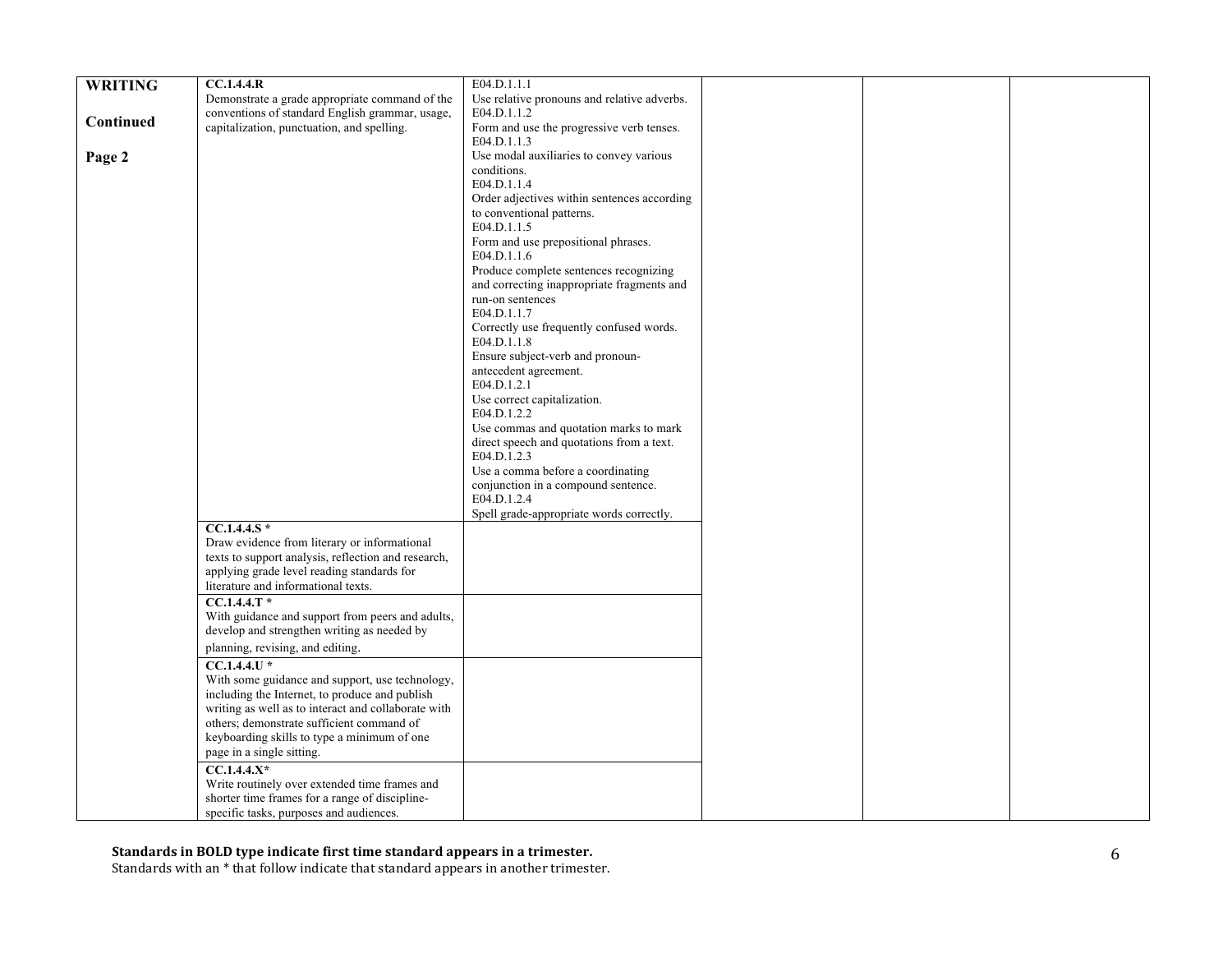| | | | | | |
|---|---|---|---|---|---|
| **WRITING**<br><br>**Continued**<br><br>**Page 2** | **CC.1.4.4.R**<br>Demonstrate a grade appropriate command of the conventions of standard English grammar, usage, capitalization, punctuation, and spelling. | E04.D.1.1.1<br>Use relative pronouns and relative adverbs.<br>E04.D.1.1.2<br>Form and use the progressive verb tenses.<br>E04.D.1.1.3<br>Use modal auxiliaries to convey various conditions.<br>E04.D.1.1.4<br>Order adjectives within sentences according to conventional patterns.<br>E04.D.1.1.5<br>Form and use prepositional phrases.<br>E04.D.1.1.6<br>Produce complete sentences recognizing and correcting inappropriate fragments and run-on sentences<br>E04.D.1.1.7<br>Correctly use frequently confused words.<br>E04.D.1.1.8<br>Ensure subject-verb and pronoun-antecedent agreement.<br>E04.D.1.2.1<br>Use correct capitalization.<br>E04.D.1.2.2<br>Use commas and quotation marks to mark direct speech and quotations from a text.<br>E04.D.1.2.3<br>Use a comma before a coordinating conjunction in a compound sentence.<br>E04.D.1.2.4<br>Spell grade-appropriate words correctly. | | | |
| | **CC.1.4.4.S** *<br>Draw evidence from literary or informational texts to support analysis, reflection and research, applying grade level reading standards for literature and informational texts. | | | | |
| | **CC.1.4.4.T** *<br>With guidance and support from peers and adults, develop and strengthen writing as needed by planning, revising, and editing. | | | | |
| | **CC.1.4.4.U** *<br>With some guidance and support, use technology, including the Internet, to produce and publish writing as well as to interact and collaborate with others; demonstrate sufficient command of keyboarding skills to type a minimum of one page in a single sitting. | | | | |
| | **CC.1.4.4.X***<br>Write routinely over extended time frames and shorter time frames for a range of discipline-specific tasks, purposes and audiences. | | | | |

**Standards in BOLD type indicate first time standard appears in a trimester.**
Standards with an * that follow indicate that standard appears in another trimester.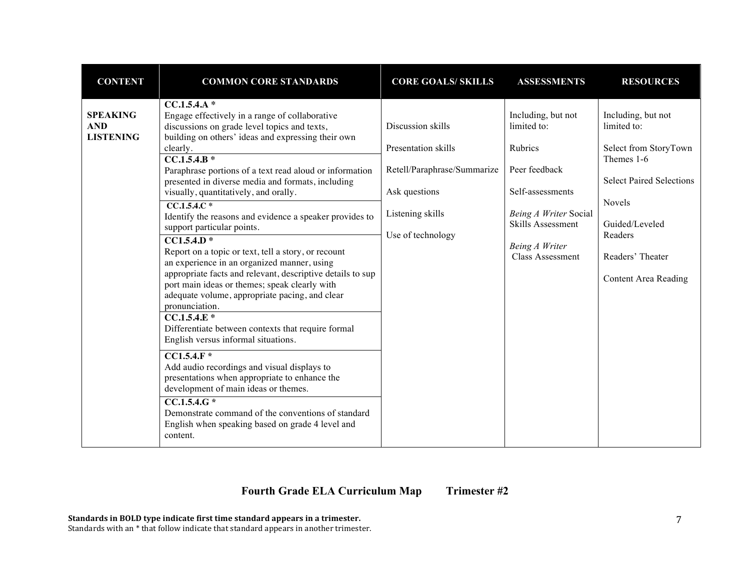| CONTENT | COMMON CORE STANDARDS | CORE GOALS/ SKILLS | ASSESSMENTS | RESOURCES |
|---|---|---|---|---|
| **SPEAKING AND LISTENING** | **CC.1.5.4.A \*** Engage effectively in a range of collaborative discussions on grade level topics and texts, building on others' ideas and expressing their own clearly. | Discussion skills<br><br>Presentation skills<br><br>Retell/Paraphrase/Summarize<br><br>Ask questions<br><br>Listening skills<br><br>Use of technology | Including, but not limited to:<br><br>Rubrics<br><br>Peer feedback<br><br>Self-assessments<br><br>*Being A Writer* Social Skills Assessment<br><br>*Being A Writer* Class Assessment | Including, but not limited to:<br><br>Select from StoryTown Themes 1-6<br><br>Select Paired Selections<br><br>Novels<br><br>Guided/Leveled Readers<br><br>Readers' Theater<br><br>Content Area Reading |
| | **CC.1.5.4.B \*** Paraphrase portions of a text read aloud or information presented in diverse media and formats, including visually, quantitatively, and orally. | | | |
| | **CC.1.5.4.C \*** Identify the reasons and evidence a speaker provides to support particular points. | | | |
| | **CC1.5.4.D \*** Report on a topic or text, tell a story, or recount an experience in an organized manner, using appropriate facts and relevant, descriptive details to support main ideas or themes; speak clearly with adequate volume, appropriate pacing, and clear pronunciation. | | | |
| | **CC.1.5.4.E \*** Differentiate between contexts that require formal English versus informal situations. | | | |
| | **CC1.5.4.F \*** Add audio recordings and visual displays to presentations when appropriate to enhance the development of main ideas or themes. | | | |
| | **CC.1.5.4.G \*** Demonstrate command of the conventions of standard English when speaking based on grade 4 level and content. | | | |

**Fourth Grade ELA Curriculum Map Trimester #2**

**Standards in BOLD type indicate first time standard appears in a trimester.**
Standards with an * that follow indicate that standard appears in another trimester.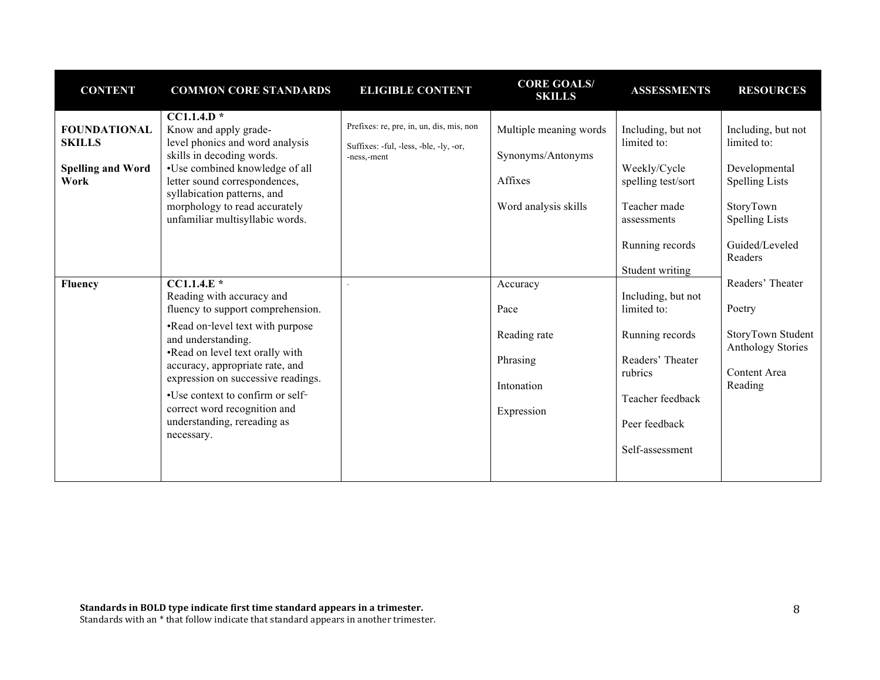| CONTENT | COMMON CORE STANDARDS | ELIGIBLE CONTENT | CORE GOALS/ SKILLS | ASSESSMENTS | RESOURCES |
|---|---|---|---|---|---|
| **FOUNDATIONAL SKILLS**<br><br>**Spelling and Word Work** | **CC1.1.4.D** *<br>Know and apply grade-level phonics and word analysis skills in decoding words.<br>•Use combined knowledge of all letter sound correspondences, syllabication patterns, and morphology to read accurately unfamiliar multisyllabic words. | Prefixes: re, pre, in, un, dis, mis, non<br><br>Suffixes: -ful, -less, -ble, -ly, -or, -ness,-ment | Multiple meaning words<br><br>Synonyms/Antonyms<br><br>Affixes<br><br>Word analysis skills | Including, but not limited to:<br><br>Weekly/Cycle spelling test/sort<br><br>Teacher made assessments<br><br>Running records<br><br>Student writing | Including, but not limited to:<br><br>Developmental Spelling Lists<br><br>StoryTown Spelling Lists<br><br>Guided/Leveled Readers<br><br>Readers' Theater<br><br>Poetry<br><br>StoryTown Student Anthology Stories<br><br>Content Area Reading |
| **Fluency** | **CC1.1.4.E** *<br>Reading with accuracy and fluency to support comprehension.<br>•Read on-level text with purpose and understanding.<br>•Read on level text orally with accuracy, appropriate rate, and expression on successive readings.<br>•Use context to confirm or self-correct word recognition and understanding, rereading as necessary. | . | Accuracy<br><br>Pace<br><br>Reading rate<br><br>Phrasing<br><br>Intonation<br><br>Expression | Including, but not limited to:<br><br>Running records<br><br>Readers' Theater rubrics<br><br>Teacher feedback<br><br>Peer feedback<br><br>Self-assessment | |

**Standards in BOLD type indicate first time standard appears in a trimester.**
Standards with an * that follow indicate that standard appears in another trimester.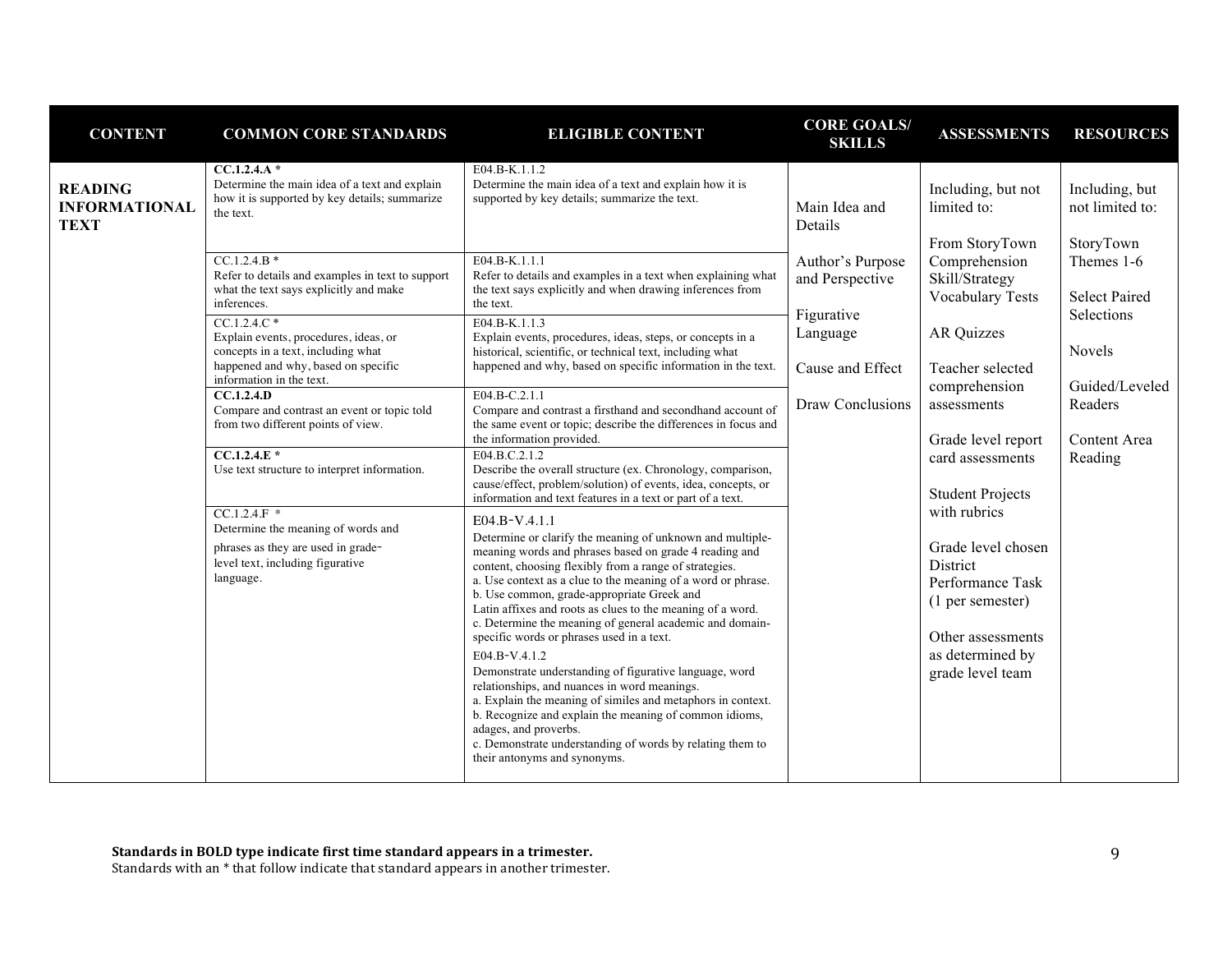| CONTENT | COMMON CORE STANDARDS | ELIGIBLE CONTENT | CORE GOALS/ SKILLS | ASSESSMENTS | RESOURCES |
|---|---|---|---|---|---|
| **READING INFORMATIONAL TEXT** | **CC.1.2.4.A** * Determine the main idea of a text and explain how it is supported by key details; summarize the text. | E04.B-K.1.1.2 Determine the main idea of a text and explain how it is supported by key details; summarize the text. | Main Idea and Details<br><br>Author's Purpose and Perspective<br><br>Figurative Language<br><br>Cause and Effect<br><br>Draw Conclusions | Including, but not limited to:<br><br>From StoryTown Comprehension Skill/Strategy Vocabulary Tests<br><br>AR Quizzes<br><br>Teacher selected comprehension assessments<br><br>Grade level report card assessments<br><br>Student Projects with rubrics<br><br>Grade level chosen District Performance Task (1 per semester)<br><br>Other assessments as determined by grade level team | Including, but not limited to:<br><br>StoryTown Themes 1-6<br><br>Select Paired Selections<br><br>Novels<br><br>Guided/Leveled Readers<br><br>Content Area Reading |
| | CC.1.2.4.B * Refer to details and examples in text to support what the text says explicitly and make inferences. | E04.B-K.1.1.1 Refer to details and examples in a text when explaining what the text says explicitly and when drawing inferences from the text. | | | |
| | CC.1.2.4.C * Explain events, procedures, ideas, or concepts in a text, including what happened and why, based on specific information in the text. | E04.B-K.1.1.3 Explain events, procedures, ideas, steps, or concepts in a historical, scientific, or technical text, including what happened and why, based on specific information in the text. | | | |
| | **CC.1.2.4.D** Compare and contrast an event or topic told from two different points of view. | E04.B-C.2.1.1 Compare and contrast a firsthand and secondhand account of the same event or topic; describe the differences in focus and the information provided. | | | |
| | **CC.1.2.4.E** * Use text structure to interpret information. | E04.B.C.2.1.2 Describe the overall structure (ex. Chronology, comparison, cause/effect, problem/solution) of events, idea, concepts, or information and text features in a text or part of a text. | | | |
| | CC.1.2.4.F * Determine the meaning of words and phrases as they are used in grade-level text, including figurative language. | E04.B-V.4.1.1 Determine or clarify the meaning of unknown and multiple-meaning words and phrases based on grade 4 reading and content, choosing flexibly from a range of strategies.<br>a. Use context as a clue to the meaning of a word or phrase.<br>b. Use common, grade-appropriate Greek and Latin affixes and roots as clues to the meaning of a word.<br>c. Determine the meaning of general academic and domain-specific words or phrases used in a text.<br><br>E04.B-V.4.1.2 Demonstrate understanding of figurative language, word relationships, and nuances in word meanings.<br>a. Explain the meaning of similes and metaphors in context.<br>b. Recognize and explain the meaning of common idioms, adages, and proverbs.<br>c. Demonstrate understanding of words by relating them to their antonyms and synonyms. | | | |

**Standards in BOLD type indicate first time standard appears in a trimester.**
Standards with an * that follow indicate that standard appears in another trimester.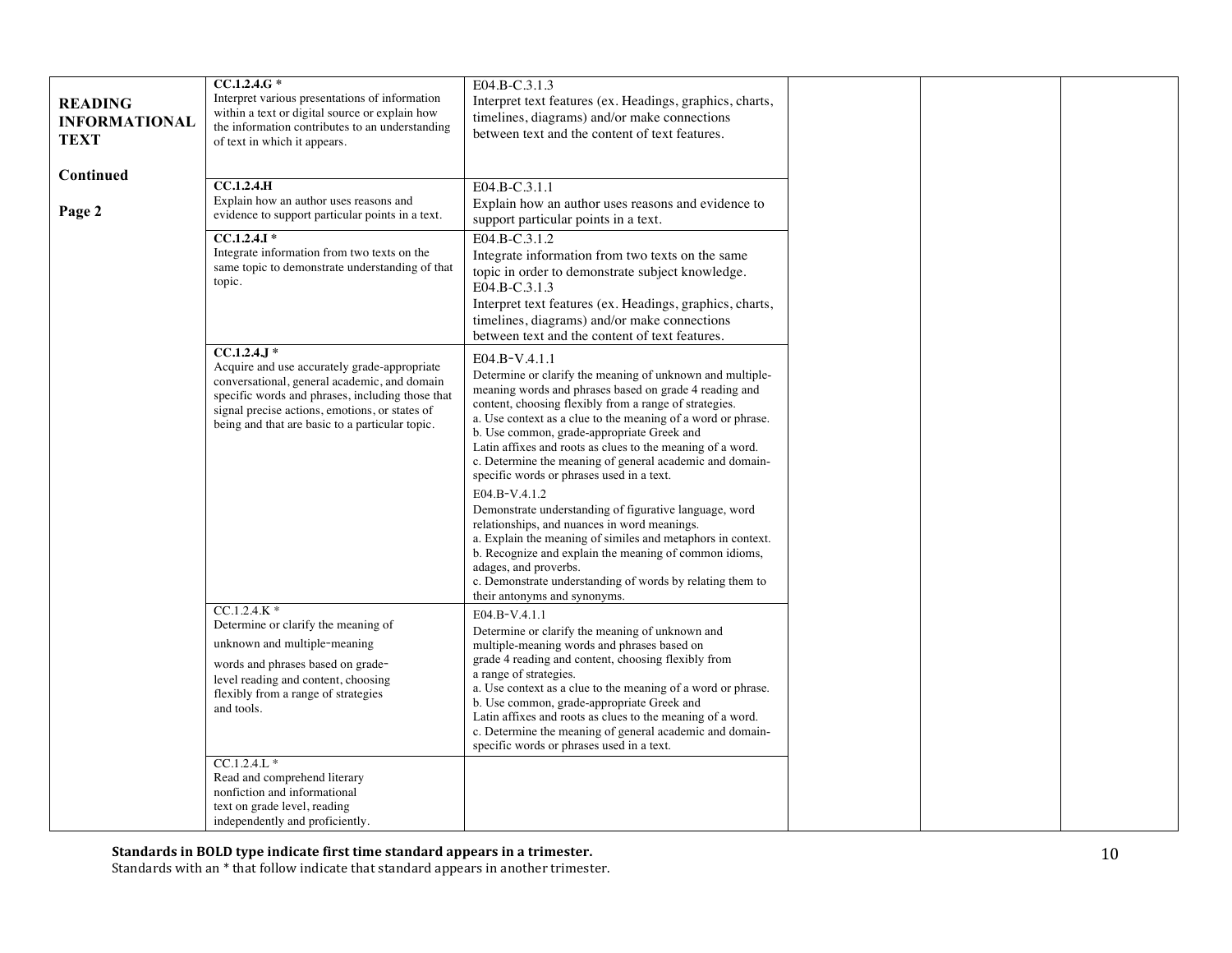| | | | | | |
|---|---|---|---|---|---|
| **READING INFORMATIONAL TEXT**<br><br>**Continued**<br><br>**Page 2** | **CC.1.2.4.G** *<br>Interpret various presentations of information within a text or digital source or explain how the information contributes to an understanding of text in which it appears. | E04.B-C.3.1.3<br>Interpret text features (ex. Headings, graphics, charts, timelines, diagrams) and/or make connections between text and the content of text features. | | | |
| | **CC.1.2.4.H**<br>Explain how an author uses reasons and evidence to support particular points in a text. | E04.B-C.3.1.1<br>Explain how an author uses reasons and evidence to support particular points in a text. | | | |
| | **CC.1.2.4.I** *<br>Integrate information from two texts on the same topic to demonstrate understanding of that topic. | E04.B-C.3.1.2<br>Integrate information from two texts on the same topic in order to demonstrate subject knowledge.<br>E04.B-C.3.1.3<br>Interpret text features (ex. Headings, graphics, charts, timelines, diagrams) and/or make connections between text and the content of text features. | | | |
| | **CC.1.2.4.J** *<br>Acquire and use accurately grade-appropriate conversational, general academic, and domain specific words and phrases, including those that signal precise actions, emotions, or states of being and that are basic to a particular topic. | E04.B-V.4.1.1<br>Determine or clarify the meaning of unknown and multiple-meaning words and phrases based on grade 4 reading and content, choosing flexibly from a range of strategies.<br>a. Use context as a clue to the meaning of a word or phrase.<br>b. Use common, grade-appropriate Greek and Latin affixes and roots as clues to the meaning of a word.<br>c. Determine the meaning of general academic and domain-specific words or phrases used in a text.<br>E04.B-V.4.1.2<br>Demonstrate understanding of figurative language, word relationships, and nuances in word meanings.<br>a. Explain the meaning of similes and metaphors in context.<br>b. Recognize and explain the meaning of common idioms, adages, and proverbs.<br>c. Demonstrate understanding of words by relating them to their antonyms and synonyms. | | | |
| | CC.1.2.4.K *<br>Determine or clarify the meaning of unknown and multiple-meaning words and phrases based on grade-level reading and content, choosing flexibly from a range of strategies and tools. | E04.B-V.4.1.1<br>Determine or clarify the meaning of unknown and multiple-meaning words and phrases based on grade 4 reading and content, choosing flexibly from a range of strategies.<br>a. Use context as a clue to the meaning of a word or phrase.<br>b. Use common, grade-appropriate Greek and Latin affixes and roots as clues to the meaning of a word.<br>c. Determine the meaning of general academic and domain-specific words or phrases used in a text. | | | |
| | CC.1.2.4.L *<br>Read and comprehend literary nonfiction and informational text on grade level, reading independently and proficiently. | | | | |

**Standards in BOLD type indicate first time standard appears in a trimester.**
Standards with an * that follow indicate that standard appears in another trimester.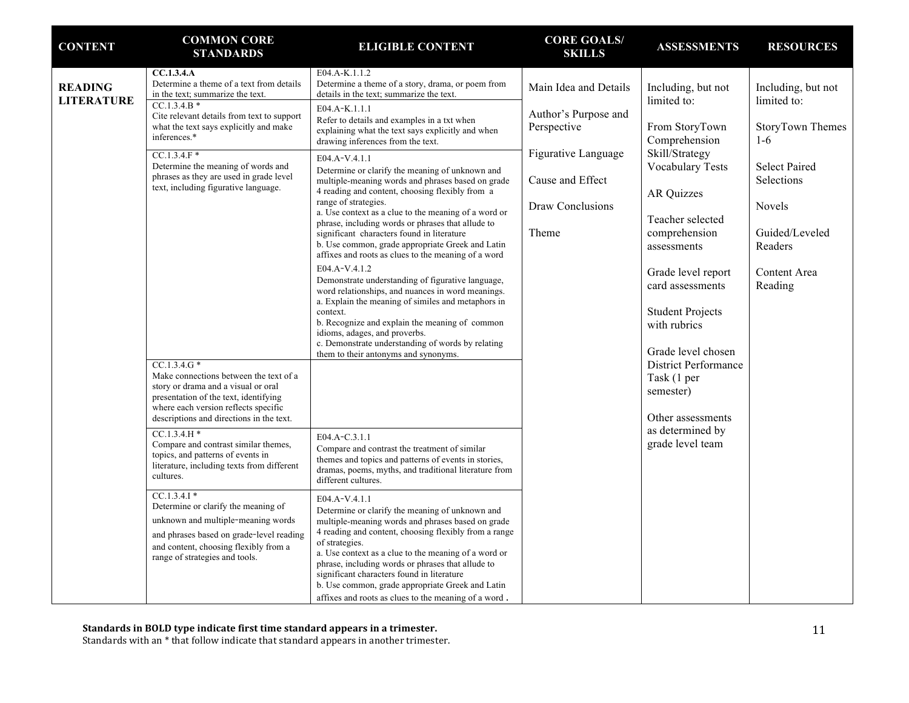| CONTENT | COMMON CORE STANDARDS | ELIGIBLE CONTENT | CORE GOALS/ SKILLS | ASSESSMENTS | RESOURCES |
|---|---|---|---|---|---|
| **READING LITERATURE** | **CC.1.3.4.A** Determine a theme of a text from details in the text; summarize the text. | E04.A-K.1.1.2 Determine a theme of a story, drama, or poem from details in the text; summarize the text. | Main Idea and Details<br><br>Author's Purpose and Perspective<br><br>Figurative Language<br><br>Cause and Effect<br><br>Draw Conclusions<br><br>Theme | Including, but not limited to:<br><br>From StoryTown Comprehension Skill/Strategy Vocabulary Tests<br><br>AR Quizzes<br><br>Teacher selected comprehension assessments<br><br>Grade level report card assessments<br><br>Student Projects with rubrics<br><br>Grade level chosen District Performance Task (1 per semester)<br><br>Other assessments as determined by grade level team | Including, but not limited to:<br><br>StoryTown Themes 1-6<br><br>Select Paired Selections<br><br>Novels<br><br>Guided/Leveled Readers<br><br>Content Area Reading |
| | CC.1.3.4.B * Cite relevant details from text to support what the text says explicitly and make inferences.* | E04.A-K.1.1.1 Refer to details and examples in a txt when explaining what the text says explicitly and when drawing inferences from the text. | | | |
| | CC.1.3.4.F * Determine the meaning of words and phrases as they are used in grade level text, including figurative language. | E04.A-V.4.1.1 Determine or clarify the meaning of unknown and multiple-meaning words and phrases based on grade 4 reading and content, choosing flexibly from a range of strategies.<br>a. Use context as a clue to the meaning of a word or phrase, including words or phrases that allude to significant characters found in literature<br>b. Use common, grade appropriate Greek and Latin affixes and roots as clues to the meaning of a word<br>E04.A-V.4.1.2 Demonstrate understanding of figurative language, word relationships, and nuances in word meanings.<br>a. Explain the meaning of similes and metaphors in context.<br>b. Recognize and explain the meaning of common idioms, adages, and proverbs.<br>c. Demonstrate understanding of words by relating them to their antonyms and synonyms. | | | |
| | CC.1.3.4.G * Make connections between the text of a story or drama and a visual or oral presentation of the text, identifying where each version reflects specific descriptions and directions in the text. | | | | |
| | CC.1.3.4.H * Compare and contrast similar themes, topics, and patterns of events in literature, including texts from different cultures. | E04.A-C.3.1.1 Compare and contrast the treatment of similar themes and topics and patterns of events in stories, dramas, poems, myths, and traditional literature from different cultures. | | | |
| | CC.1.3.4.I * Determine or clarify the meaning of unknown and multiple-meaning words and phrases based on grade-level reading and content, choosing flexibly from a range of strategies and tools. | E04.A-V.4.1.1 Determine or clarify the meaning of unknown and multiple-meaning words and phrases based on grade 4 reading and content, choosing flexibly from a range of strategies.<br>a. Use context as a clue to the meaning of a word or phrase, including words or phrases that allude to significant characters found in literature<br>b. Use common, grade appropriate Greek and Latin affixes and roots as clues to the meaning of a word . | | | |

**Standards in BOLD type indicate first time standard appears in a trimester.**
Standards with an * that follow indicate that standard appears in another trimester.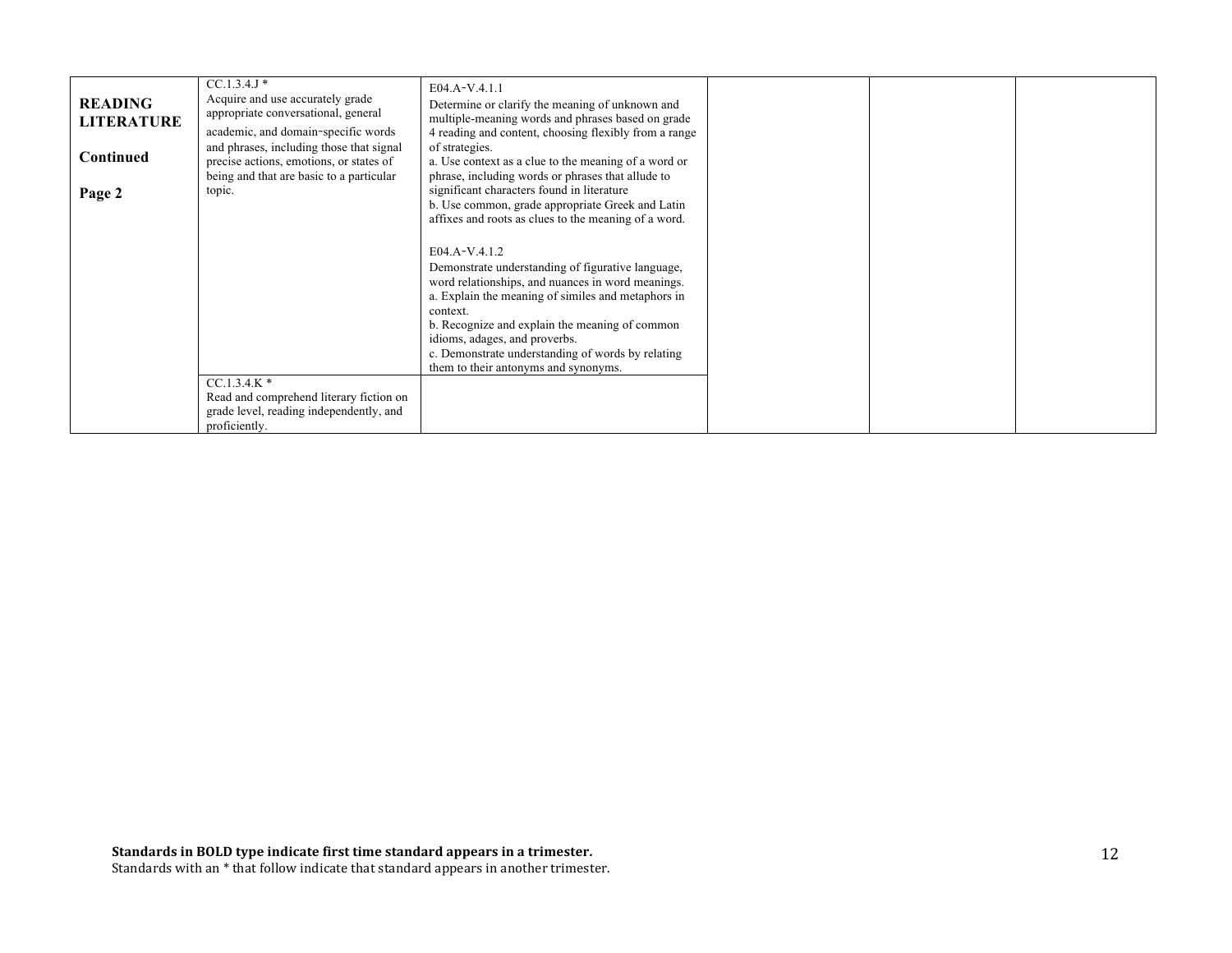| | | | | | |
|---|---|---|---|---|---|
| **READING LITERATURE**<br><br>**Continued**<br><br>**Page 2** | CC.1.3.4.J *<br>Acquire and use accurately grade appropriate conversational, general academic, and domain-specific words and phrases, including those that signal precise actions, emotions, or states of being and that are basic to a particular topic. | E04.A-V.4.1.1<br>Determine or clarify the meaning of unknown and multiple-meaning words and phrases based on grade 4 reading and content, choosing flexibly from a range of strategies.<br>a. Use context as a clue to the meaning of a word or phrase, including words or phrases that allude to significant characters found in literature<br>b. Use common, grade appropriate Greek and Latin affixes and roots as clues to the meaning of a word.<br><br>E04.A-V.4.1.2<br>Demonstrate understanding of figurative language, word relationships, and nuances in word meanings.<br>a. Explain the meaning of similes and metaphors in context.<br>b. Recognize and explain the meaning of common idioms, adages, and proverbs.<br>c. Demonstrate understanding of words by relating them to their antonyms and synonyms. | | | |
| | CC.1.3.4.K *<br>Read and comprehend literary fiction on grade level, reading independently, and proficiently. | | | | |

**Standards in BOLD type indicate first time standard appears in a trimester.**
Standards with an * that follow indicate that standard appears in another trimester.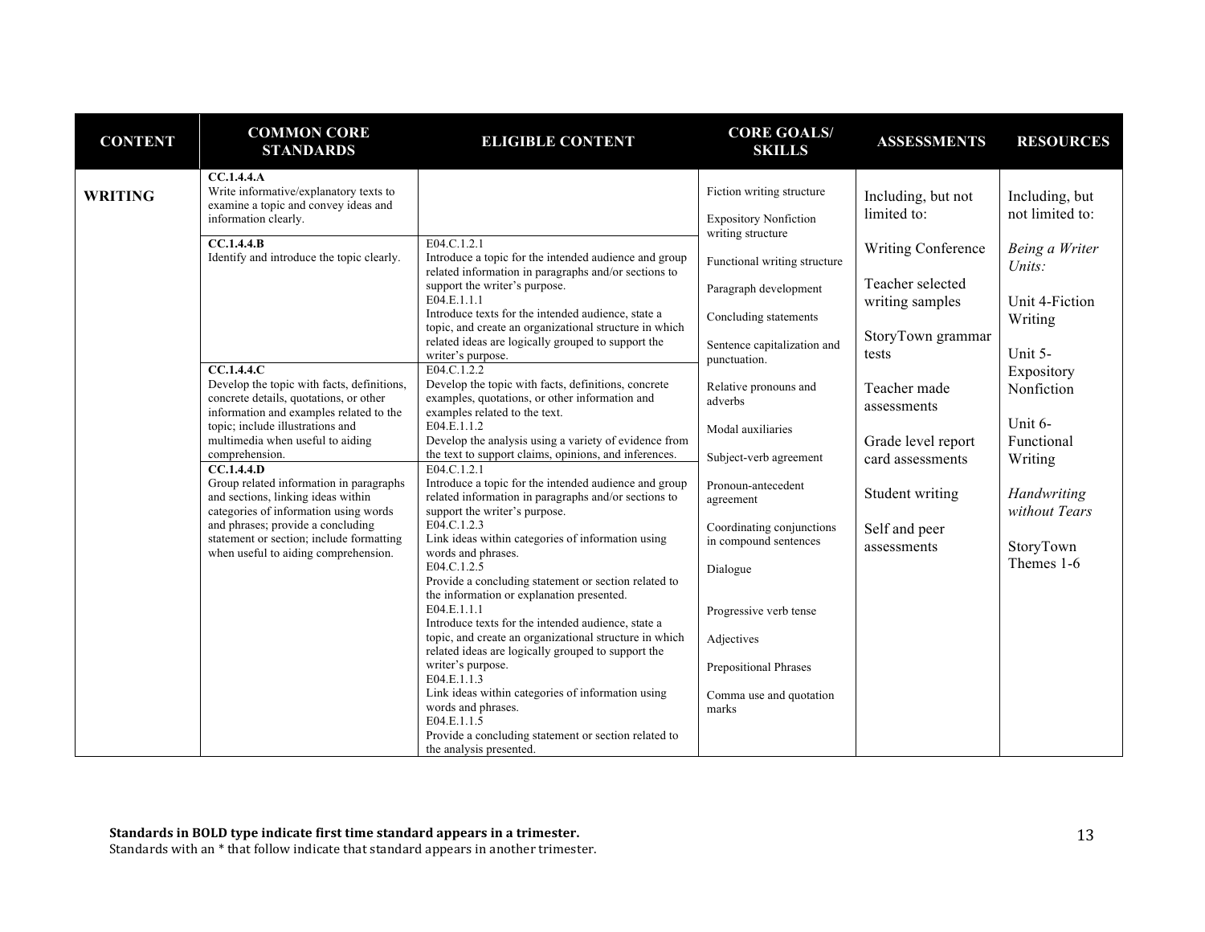| CONTENT | COMMON CORE STANDARDS | ELIGIBLE CONTENT | CORE GOALS/ SKILLS | ASSESSMENTS | RESOURCES |
|---|---|---|---|---|---|
| **WRITING** | **CC.1.4.4.A**<br>Write informative/explanatory texts to examine a topic and convey ideas and information clearly. | | Fiction writing structure<br><br>Expository Nonfiction writing structure<br><br>Functional writing structure<br><br>Paragraph development<br><br>Concluding statements<br><br>Sentence capitalization and punctuation.<br><br>Relative pronouns and adverbs<br><br>Modal auxiliaries<br><br>Subject-verb agreement<br><br>Pronoun-antecedent agreement<br><br>Coordinating conjunctions in compound sentences<br><br>Dialogue<br><br>Progressive verb tense<br><br>Adjectives<br><br>Prepositional Phrases<br><br>Comma use and quotation marks | Including, but not limited to:<br><br>Writing Conference<br><br>Teacher selected writing samples<br><br>StoryTown grammar tests<br><br>Teacher made assessments<br><br>Grade level report card assessments<br><br>Student writing<br><br>Self and peer assessments | Including, but not limited to:<br><br>*Being a Writer Units:*<br><br>Unit 4-Fiction Writing<br><br>Unit 5-Expository Nonfiction<br><br>Unit 6-Functional Writing<br><br>*Handwriting without Tears*<br><br>StoryTown Themes 1-6 |
| | **CC.1.4.4.B**<br>Identify and introduce the topic clearly. | E04.C.1.2.1<br>Introduce a topic for the intended audience and group related information in paragraphs and/or sections to support the writer's purpose.<br>E04.E.1.1.1<br>Introduce texts for the intended audience, state a topic, and create an organizational structure in which related ideas are logically grouped to support the writer's purpose. | | | |
| | **CC.1.4.4.C**<br>Develop the topic with facts, definitions, concrete details, quotations, or other information and examples related to the topic; include illustrations and multimedia when useful to aiding comprehension. | E04.C.1.2.2<br>Develop the topic with facts, definitions, concrete examples, quotations, or other information and examples related to the text.<br>E04.E.1.1.2<br>Develop the analysis using a variety of evidence from the text to support claims, opinions, and inferences. | | | |
| | **CC.1.4.4.D**<br>Group related information in paragraphs and sections, linking ideas within categories of information using words and phrases; provide a concluding statement or section; include formatting when useful to aiding comprehension. | E04.C.1.2.1<br>Introduce a topic for the intended audience and group related information in paragraphs and/or sections to support the writer's purpose.<br>E04.C.1.2.3<br>Link ideas within categories of information using words and phrases.<br>E04.C.1.2.5<br>Provide a concluding statement or section related to the information or explanation presented.<br>E04.E.1.1.1<br>Introduce texts for the intended audience, state a topic, and create an organizational structure in which related ideas are logically grouped to support the writer's purpose.<br>E04.E.1.1.3<br>Link ideas within categories of information using words and phrases.<br>E04.E.1.1.5<br>Provide a concluding statement or section related to the analysis presented. | | | |

**Standards in BOLD type indicate first time standard appears in a trimester.**
Standards with an * that follow indicate that standard appears in another trimester.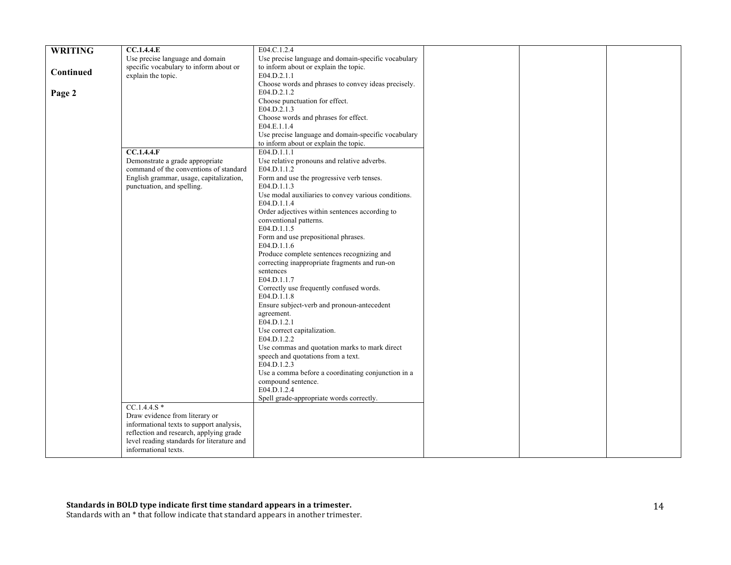| WRITING Continued Page 2 | CC.1.4.4.E | E04.C.1.2.4 | | | |
|---|---|---|---|---|---|
| | **CC.1.4.4.E**<br>Use precise language and domain specific vocabulary to inform about or explain the topic. | E04.C.1.2.4<br>Use precise language and domain-specific vocabulary to inform about or explain the topic.<br>E04.D.2.1.1<br>Choose words and phrases to convey ideas precisely.<br>E04.D.2.1.2<br>Choose punctuation for effect.<br>E04.D.2.1.3<br>Choose words and phrases for effect.<br>E04.E.1.1.4<br>Use precise language and domain-specific vocabulary to inform about or explain the topic. | | | |
| | **CC.1.4.4.F**<br>Demonstrate a grade appropriate command of the conventions of standard English grammar, usage, capitalization, punctuation, and spelling. | E04.D.1.1.1<br>Use relative pronouns and relative adverbs.<br>E04.D.1.1.2<br>Form and use the progressive verb tenses.<br>E04.D.1.1.3<br>Use modal auxiliaries to convey various conditions.<br>E04.D.1.1.4<br>Order adjectives within sentences according to conventional patterns.<br>E04.D.1.1.5<br>Form and use prepositional phrases.<br>E04.D.1.1.6<br>Produce complete sentences recognizing and correcting inappropriate fragments and run-on sentences<br>E04.D.1.1.7<br>Correctly use frequently confused words.<br>E04.D.1.1.8<br>Ensure subject-verb and pronoun-antecedent agreement.<br>E04.D.1.2.1<br>Use correct capitalization.<br>E04.D.1.2.2<br>Use commas and quotation marks to mark direct speech and quotations from a text.<br>E04.D.1.2.3<br>Use a comma before a coordinating conjunction in a compound sentence.<br>E04.D.1.2.4<br>Spell grade-appropriate words correctly. | | | |
| | CC.1.4.4.S *<br>Draw evidence from literary or informational texts to support analysis, reflection and research, applying grade level reading standards for literature and informational texts. | | | | |

**Standards in BOLD type indicate first time standard appears in a trimester.**
Standards with an * that follow indicate that standard appears in another trimester.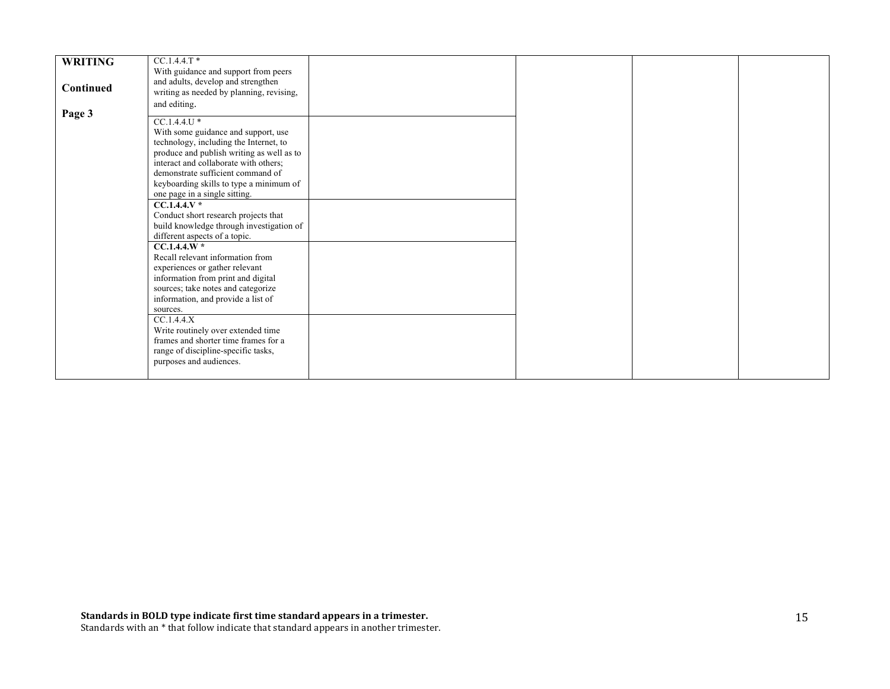| | | | | | |
|---|---|---|---|---|---|
| **WRITING**<br><br>**Continued**<br><br>**Page 3** | CC.1.4.4.T *<br>With guidance and support from peers and adults, develop and strengthen writing as needed by planning, revising, and editing. | | | | |
| | CC.1.4.4.U *<br>With some guidance and support, use technology, including the Internet, to produce and publish writing as well as to interact and collaborate with others; demonstrate sufficient command of keyboarding skills to type a minimum of one page in a single sitting. | | | | |
| | **CC.1.4.4.V** *<br>Conduct short research projects that build knowledge through investigation of different aspects of a topic. | | | | |
| | **CC.1.4.4.W** *<br>Recall relevant information from experiences or gather relevant information from print and digital sources; take notes and categorize information, and provide a list of sources. | | | | |
| | CC.1.4.4.X<br>Write routinely over extended time frames and shorter time frames for a range of discipline-specific tasks, purposes and audiences. | | | | |

**Standards in BOLD type indicate first time standard appears in a trimester.**
Standards with an * that follow indicate that standard appears in another trimester.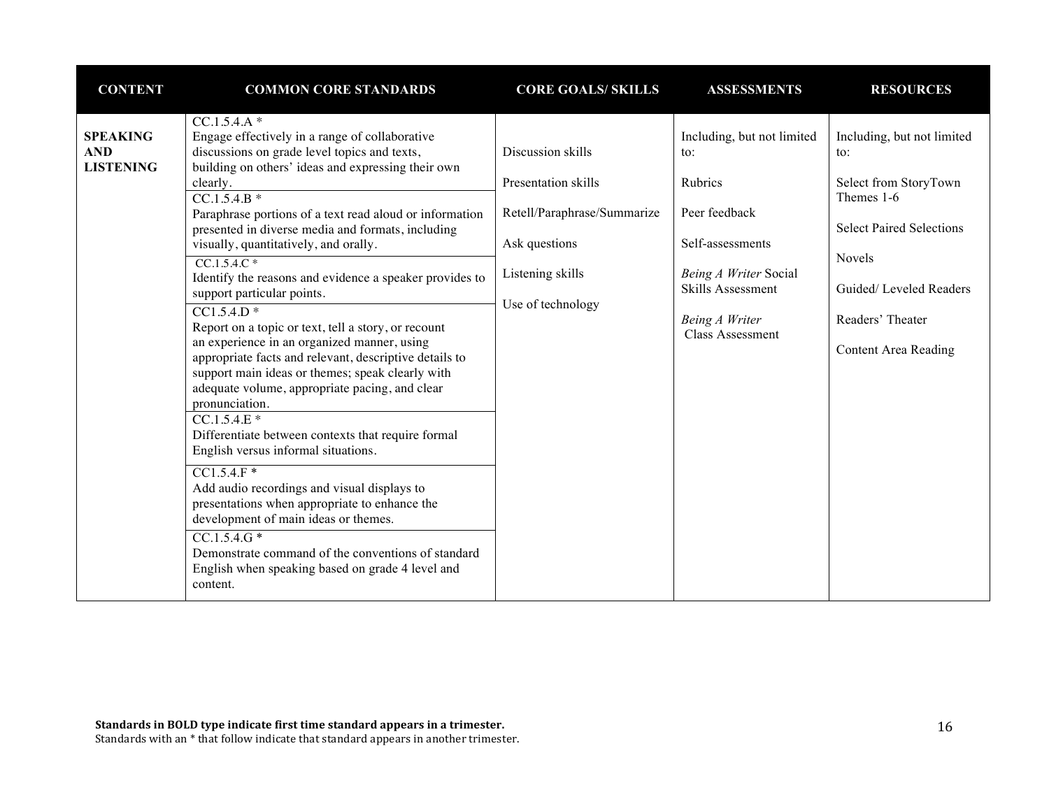| CONTENT | COMMON CORE STANDARDS | CORE GOALS/ SKILLS | ASSESSMENTS | RESOURCES |
|---|---|---|---|---|
| **SPEAKING AND LISTENING** | CC.1.5.4.A * Engage effectively in a range of collaborative discussions on grade level topics and texts, building on others' ideas and expressing their own clearly. | Discussion skills | Including, but not limited to: | Including, but not limited to: |
| | CC.1.5.4.B * Paraphrase portions of a text read aloud or information presented in diverse media and formats, including visually, quantitatively, and orally. | Presentation skills | Rubrics | Select from StoryTown Themes 1-6 |
| | CC.1.5.4.C * Identify the reasons and evidence a speaker provides to support particular points. | Retell/Paraphrase/Summarize | Peer feedback | Select Paired Selections |
| | CC1.5.4.D * Report on a topic or text, tell a story, or recount an experience in an organized manner, using appropriate facts and relevant, descriptive details to support main ideas or themes; speak clearly with adequate volume, appropriate pacing, and clear pronunciation. | Ask questions | Self-assessments | Novels |
| | CC.1.5.4.E * Differentiate between contexts that require formal English versus informal situations. | Listening skills | *Being A Writer* Social Skills Assessment | Guided/ Leveled Readers |
| | CC1.5.4.F * Add audio recordings and visual displays to presentations when appropriate to enhance the development of main ideas or themes. | Use of technology | *Being A Writer* Class Assessment | Readers' Theater |
| | CC.1.5.4.G * Demonstrate command of the conventions of standard English when speaking based on grade 4 level and content. | | | Content Area Reading |

**Standards in BOLD type indicate first time standard appears in a trimester.**
Standards with an * that follow indicate that standard appears in another trimester.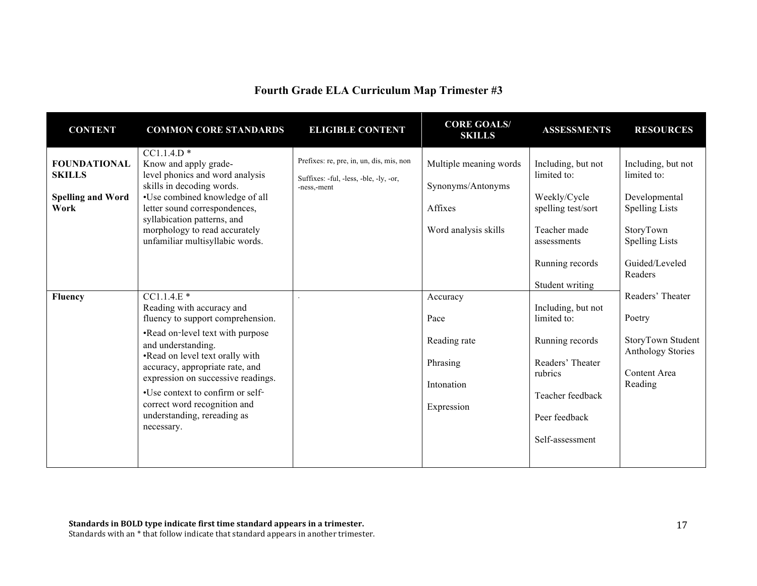# Fourth Grade ELA Curriculum Map Trimester #3

| CONTENT | COMMON CORE STANDARDS | ELIGIBLE CONTENT | CORE GOALS/ SKILLS | ASSESSMENTS | RESOURCES |
|---|---|---|---|---|---|
| **FOUNDATIONAL SKILLS**<br><br>**Spelling and Word Work** | CC1.1.4.D *<br>Know and apply grade-level phonics and word analysis skills in decoding words.<br>•Use combined knowledge of all letter sound correspondences, syllabication patterns, and morphology to read accurately unfamiliar multisyllabic words. | Prefixes: re, pre, in, un, dis, mis, non<br><br>Suffixes: -ful, -less, -ble, -ly, -or, -ness,-ment | Multiple meaning words<br><br>Synonyms/Antonyms<br><br>Affixes<br><br>Word analysis skills | Including, but not limited to:<br><br>Weekly/Cycle spelling test/sort<br><br>Teacher made assessments<br><br>Running records<br><br>Student writing | Including, but not limited to:<br><br>Developmental Spelling Lists<br><br>StoryTown Spelling Lists<br><br>Guided/Leveled Readers<br><br>Readers' Theater<br><br>Poetry<br><br>StoryTown Student Anthology Stories<br><br>Content Area Reading |
| **Fluency** | CC1.1.4.E *<br>Reading with accuracy and fluency to support comprehension.<br>•Read on-level text with purpose and understanding.<br>•Read on level text orally with accuracy, appropriate rate, and expression on successive readings.<br>•Use context to confirm or self-correct word recognition and understanding, rereading as necessary. | . | Accuracy<br><br>Pace<br><br>Reading rate<br><br>Phrasing<br><br>Intonation<br><br>Expression | Including, but not limited to:<br><br>Running records<br><br>Readers' Theater rubrics<br><br>Teacher feedback<br><br>Peer feedback<br><br>Self-assessment | |

**Standards in BOLD type indicate first time standard appears in a trimester.**
Standards with an * that follow indicate that standard appears in another trimester.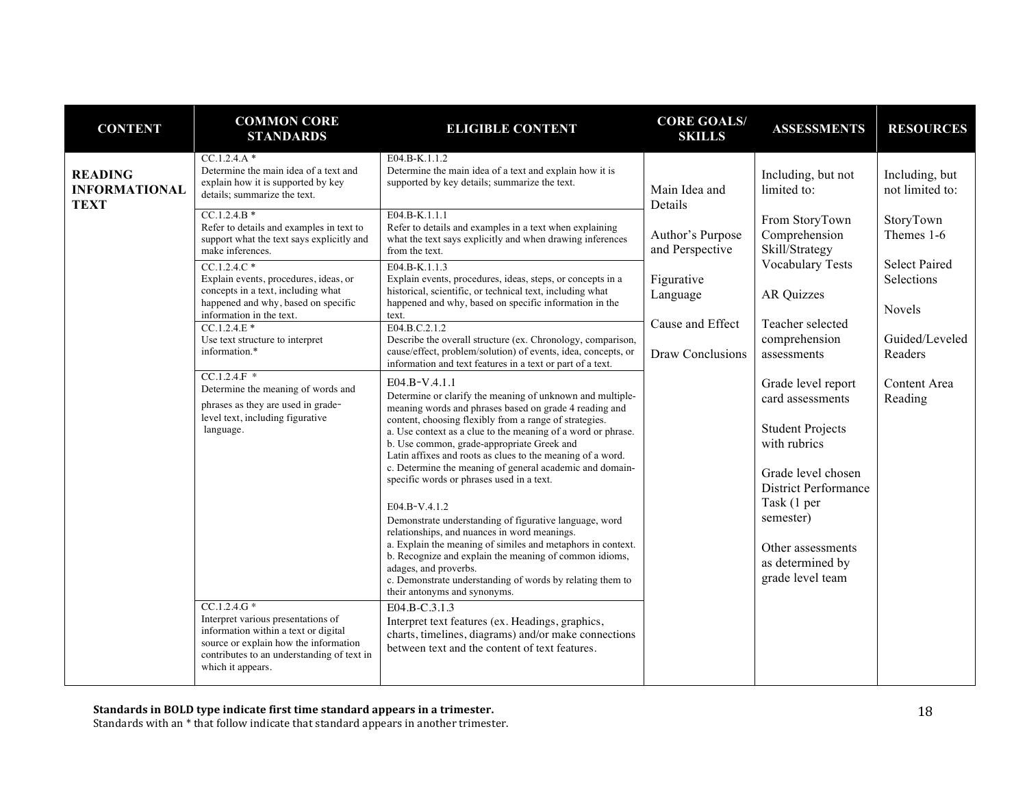| CONTENT | COMMON CORE STANDARDS | ELIGIBLE CONTENT | CORE GOALS/ SKILLS | ASSESSMENTS | RESOURCES |
|---|---|---|---|---|---|
| **READING INFORMATIONAL TEXT** | CC.1.2.4.A * Determine the main idea of a text and explain how it is supported by key details; summarize the text. | E04.B-K.1.1.2 Determine the main idea of a text and explain how it is supported by key details; summarize the text. | Main Idea and Details<br><br>Author's Purpose and Perspective<br><br>Figurative Language<br><br>Cause and Effect<br><br>Draw Conclusions | Including, but not limited to:<br><br>From StoryTown Comprehension Skill/Strategy Vocabulary Tests<br><br>AR Quizzes<br><br>Teacher selected comprehension assessments<br><br>Grade level report card assessments<br><br>Student Projects with rubrics<br><br>Grade level chosen District Performance Task (1 per semester)<br><br>Other assessments as determined by grade level team | Including, but not limited to:<br><br>StoryTown Themes 1-6<br><br>Select Paired Selections<br><br>Novels<br><br>Guided/Leveled Readers<br><br>Content Area Reading |
| | CC.1.2.4.B * Refer to details and examples in text to support what the text says explicitly and make inferences. | E04.B-K.1.1.1 Refer to details and examples in a text when explaining what the text says explicitly and when drawing inferences from the text. | | | |
| | CC.1.2.4.C * Explain events, procedures, ideas, or concepts in a text, including what happened and why, based on specific information in the text. | E04.B-K.1.1.3 Explain events, procedures, ideas, steps, or concepts in a historical, scientific, or technical text, including what happened and why, based on specific information in the text. | | | |
| | CC.1.2.4.E * Use text structure to interpret information.* | E04.B.C.2.1.2 Describe the overall structure (ex. Chronology, comparison, cause/effect, problem/solution) of events, idea, concepts, or information and text features in a text or part of a text. | | | |
| | CC.1.2.4.F * Determine the meaning of words and phrases as they are used in grade-level text, including figurative language. | E04.B-V.4.1.1 Determine or clarify the meaning of unknown and multiple-meaning words and phrases based on grade 4 reading and content, choosing flexibly from a range of strategies.<br>a. Use context as a clue to the meaning of a word or phrase.<br>b. Use common, grade-appropriate Greek and Latin affixes and roots as clues to the meaning of a word.<br>c. Determine the meaning of general academic and domain-specific words or phrases used in a text.<br><br>E04.B-V.4.1.2 Demonstrate understanding of figurative language, word relationships, and nuances in word meanings.<br>a. Explain the meaning of similes and metaphors in context.<br>b. Recognize and explain the meaning of common idioms, adages, and proverbs.<br>c. Demonstrate understanding of words by relating them to their antonyms and synonyms. | | | |
| | CC.1.2.4.G * Interpret various presentations of information within a text or digital source or explain how the information contributes to an understanding of text in which it appears. | E04.B-C.3.1.3 Interpret text features (ex. Headings, graphics, charts, timelines, diagrams) and/or make connections between text and the content of text features. | | | |

**Standards in BOLD type indicate first time standard appears in a trimester.**
Standards with an * that follow indicate that standard appears in another trimester.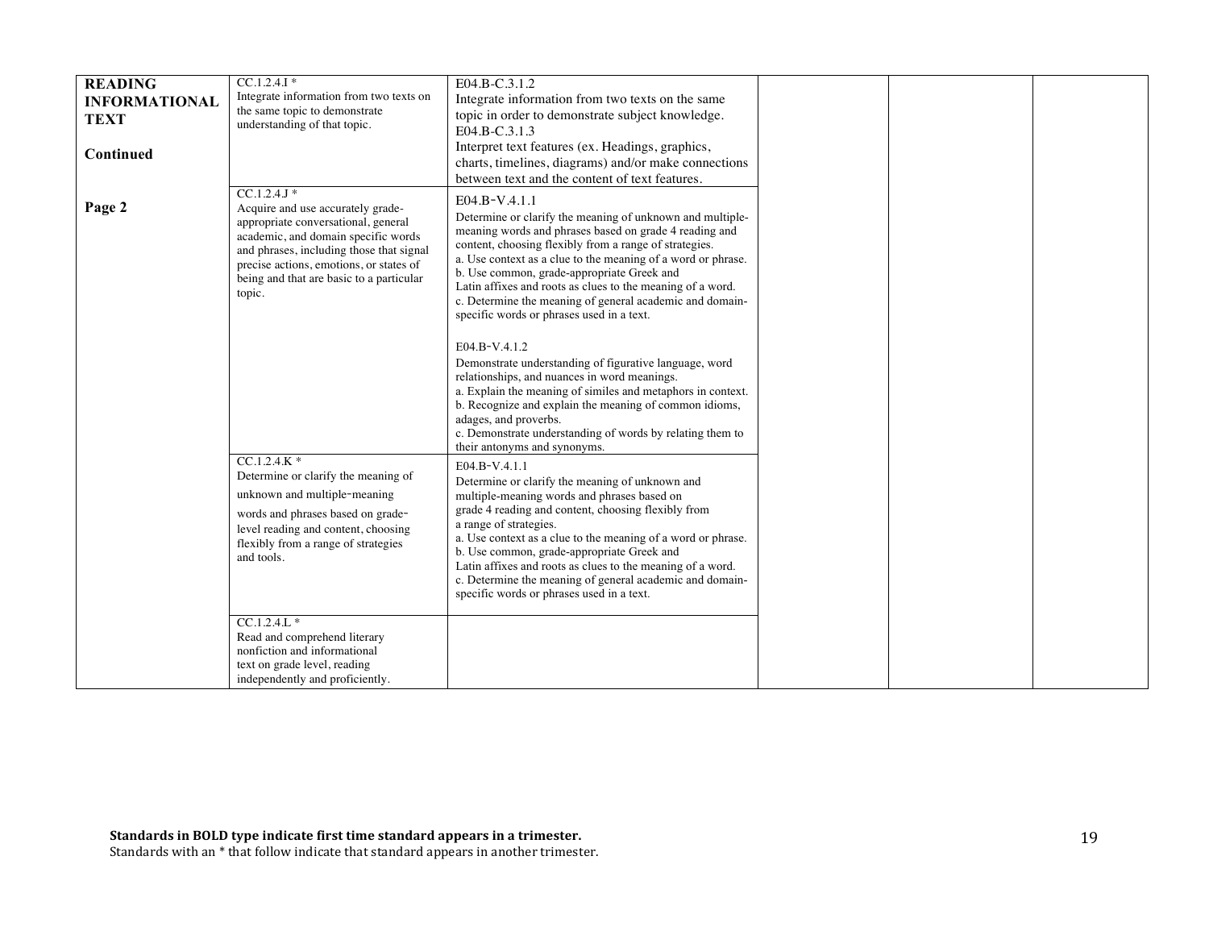| READING INFORMATIONAL TEXT<br><br>Continued<br><br>Page 2 | | | | | |
|---|---|---|---|---|---|
| | CC.1.2.4.I *<br>Integrate information from two texts on the same topic to demonstrate understanding of that topic. | E04.B-C.3.1.2<br>Integrate information from two texts on the same topic in order to demonstrate subject knowledge.<br>E04.B-C.3.1.3<br>Interpret text features (ex. Headings, graphics, charts, timelines, diagrams) and/or make connections between text and the content of text features. | | | |
| | CC.1.2.4.J *<br>Acquire and use accurately grade-appropriate conversational, general academic, and domain specific words and phrases, including those that signal precise actions, emotions, or states of being and that are basic to a particular topic. | E04.B-V.4.1.1<br>Determine or clarify the meaning of unknown and multiple-meaning words and phrases based on grade 4 reading and content, choosing flexibly from a range of strategies.<br>a. Use context as a clue to the meaning of a word or phrase.<br>b. Use common, grade-appropriate Greek and Latin affixes and roots as clues to the meaning of a word.<br>c. Determine the meaning of general academic and domain-specific words or phrases used in a text.<br><br>E04.B-V.4.1.2<br>Demonstrate understanding of figurative language, word relationships, and nuances in word meanings.<br>a. Explain the meaning of similes and metaphors in context.<br>b. Recognize and explain the meaning of common idioms, adages, and proverbs.<br>c. Demonstrate understanding of words by relating them to their antonyms and synonyms. | | | |
| | CC.1.2.4.K *<br>Determine or clarify the meaning of unknown and multiple-meaning words and phrases based on grade-level reading and content, choosing flexibly from a range of strategies and tools. | E04.B-V.4.1.1<br>Determine or clarify the meaning of unknown and multiple-meaning words and phrases based on grade 4 reading and content, choosing flexibly from a range of strategies.<br>a. Use context as a clue to the meaning of a word or phrase.<br>b. Use common, grade-appropriate Greek and Latin affixes and roots as clues to the meaning of a word.<br>c. Determine the meaning of general academic and domain-specific words or phrases used in a text. | | | |
| | CC.1.2.4.L *<br>Read and comprehend literary nonfiction and informational text on grade level, reading independently and proficiently. | | | | |

**Standards in BOLD type indicate first time standard appears in a trimester.**
Standards with an * that follow indicate that standard appears in another trimester.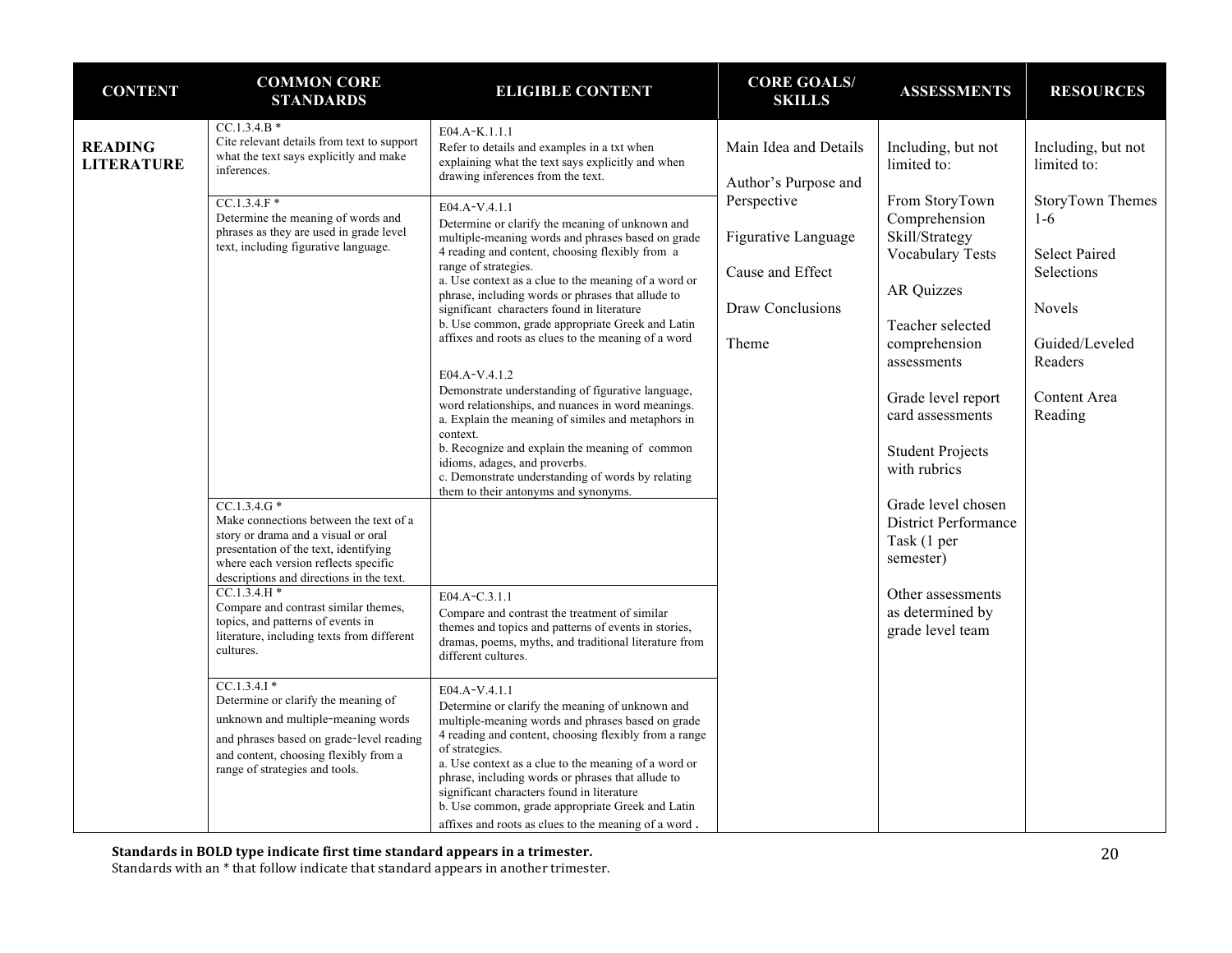| CONTENT | COMMON CORE STANDARDS | ELIGIBLE CONTENT | CORE GOALS/ SKILLS | ASSESSMENTS | RESOURCES |
|---|---|---|---|---|---|
| **READING LITERATURE** | CC.1.3.4.B * Cite relevant details from text to support what the text says explicitly and make inferences. | E04.A-K.1.1.1 Refer to details and examples in a txt when explaining what the text says explicitly and when drawing inferences from the text. | Main Idea and Details<br><br>Author's Purpose and Perspective<br><br>Figurative Language<br><br>Cause and Effect<br><br>Draw Conclusions<br><br>Theme | Including, but not limited to:<br><br>From StoryTown Comprehension Skill/Strategy Vocabulary Tests<br><br>AR Quizzes<br><br>Teacher selected comprehension assessments<br><br>Grade level report card assessments<br><br>Student Projects with rubrics<br><br>Grade level chosen District Performance Task (1 per semester)<br><br>Other assessments as determined by grade level team | Including, but not limited to:<br><br>StoryTown Themes 1-6<br><br>Select Paired Selections<br><br>Novels<br><br>Guided/Leveled Readers<br><br>Content Area Reading |
| | CC.1.3.4.F * Determine the meaning of words and phrases as they are used in grade level text, including figurative language. | E04.A-V.4.1.1 Determine or clarify the meaning of unknown and multiple-meaning words and phrases based on grade 4 reading and content, choosing flexibly from a range of strategies.<br>a. Use context as a clue to the meaning of a word or phrase, including words or phrases that allude to significant characters found in literature<br>b. Use common, grade appropriate Greek and Latin affixes and roots as clues to the meaning of a word<br><br>E04.A-V.4.1.2 Demonstrate understanding of figurative language, word relationships, and nuances in word meanings.<br>a. Explain the meaning of similes and metaphors in context.<br>b. Recognize and explain the meaning of common idioms, adages, and proverbs.<br>c. Demonstrate understanding of words by relating them to their antonyms and synonyms. | | | |
| | CC.1.3.4.G * Make connections between the text of a story or drama and a visual or oral presentation of the text, identifying where each version reflects specific descriptions and directions in the text. | | | | |
| | CC.1.3.4.H * Compare and contrast similar themes, topics, and patterns of events in literature, including texts from different cultures. | E04.A-C.3.1.1 Compare and contrast the treatment of similar themes and topics and patterns of events in stories, dramas, poems, myths, and traditional literature from different cultures. | | | |
| | CC.1.3.4.I * Determine or clarify the meaning of unknown and multiple-meaning words and phrases based on grade-level reading and content, choosing flexibly from a range of strategies and tools. | E04.A-V.4.1.1 Determine or clarify the meaning of unknown and multiple-meaning words and phrases based on grade 4 reading and content, choosing flexibly from a range of strategies.<br>a. Use context as a clue to the meaning of a word or phrase, including words or phrases that allude to significant characters found in literature<br>b. Use common, grade appropriate Greek and Latin affixes and roots as clues to the meaning of a word . | | | |

**Standards in BOLD type indicate first time standard appears in a trimester.**
Standards with an * that follow indicate that standard appears in another trimester.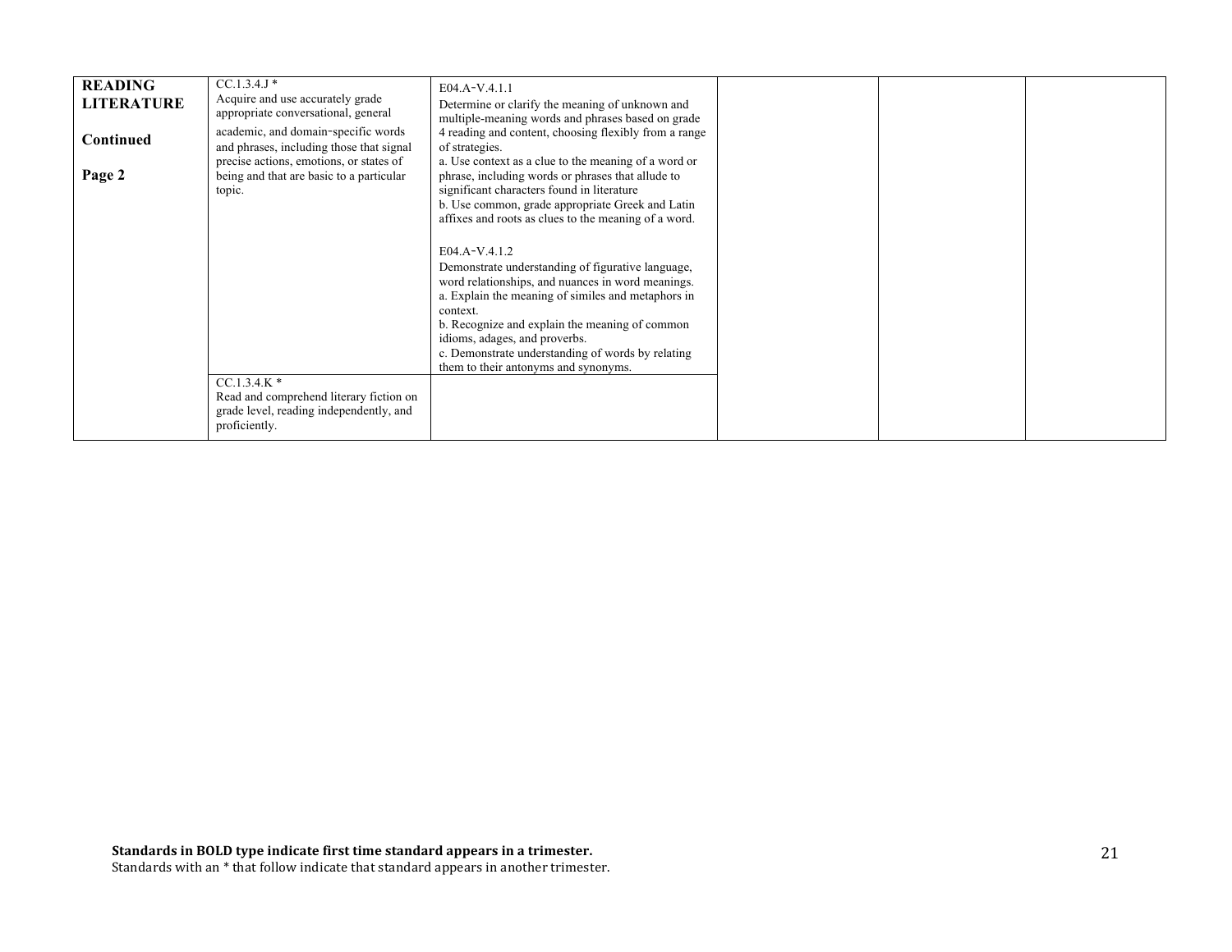| READING LITERATURE<br><br>Continued<br><br>Page 2 | CC.1.3.4.J *<br>Acquire and use accurately grade appropriate conversational, general academic, and domain-specific words and phrases, including those that signal precise actions, emotions, or states of being and that are basic to a particular topic. | E04.A-V.4.1.1<br>Determine or clarify the meaning of unknown and multiple-meaning words and phrases based on grade 4 reading and content, choosing flexibly from a range of strategies.<br>a. Use context as a clue to the meaning of a word or phrase, including words or phrases that allude to significant characters found in literature<br>b. Use common, grade appropriate Greek and Latin affixes and roots as clues to the meaning of a word.<br><br>E04.A-V.4.1.2<br>Demonstrate understanding of figurative language, word relationships, and nuances in word meanings.<br>a. Explain the meaning of similes and metaphors in context.<br>b. Recognize and explain the meaning of common idioms, adages, and proverbs.<br>c. Demonstrate understanding of words by relating them to their antonyms and synonyms. | | | |
|---|---|---|---|---|---|
| | CC.1.3.4.K *<br>Read and comprehend literary fiction on grade level, reading independently, and proficiently. | | | | |

**Standards in BOLD type indicate first time standard appears in a trimester.**
Standards with an * that follow indicate that standard appears in another trimester.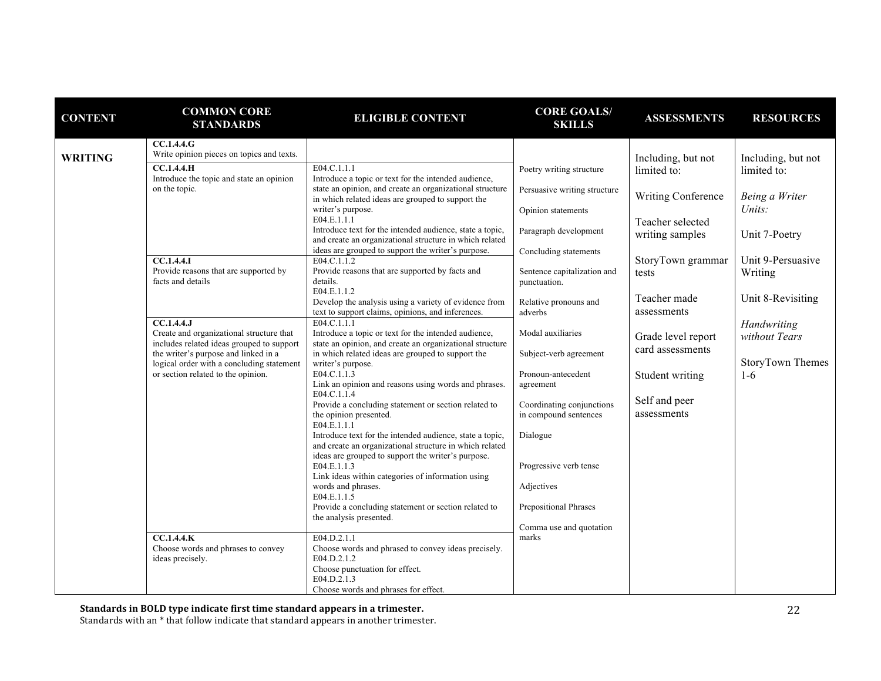| CONTENT | COMMON CORE STANDARDS | ELIGIBLE CONTENT | CORE GOALS/ SKILLS | ASSESSMENTS | RESOURCES |
|---|---|---|---|---|---|
| **WRITING** | **CC.1.4.4.G**<br>Write opinion pieces on topics and texts. | | Poetry writing structure<br><br>Persuasive writing structure<br><br>Opinion statements<br><br>Paragraph development<br><br>Concluding statements<br><br>Sentence capitalization and punctuation.<br><br>Relative pronouns and adverbs<br><br>Modal auxiliaries<br><br>Subject-verb agreement<br><br>Pronoun-antecedent agreement<br><br>Coordinating conjunctions in compound sentences<br><br>Dialogue<br><br>Progressive verb tense<br><br>Adjectives<br><br>Prepositional Phrases<br><br>Comma use and quotation marks | Including, but not limited to:<br><br>Writing Conference<br><br>Teacher selected writing samples<br><br>StoryTown grammar tests<br><br>Teacher made assessments<br><br>Grade level report card assessments<br><br>Student writing<br><br>Self and peer assessments | Including, but not limited to:<br><br>*Being a Writer Units:*<br><br>Unit 7-Poetry<br><br>Unit 9-Persuasive Writing<br><br>Unit 8-Revisiting<br><br>*Handwriting without Tears*<br><br>StoryTown Themes 1-6 |
| | **CC.1.4.4.H**<br>Introduce the topic and state an opinion on the topic. | E04.C.1.1.1<br>Introduce a topic or text for the intended audience, state an opinion, and create an organizational structure in which related ideas are grouped to support the writer's purpose.<br>E04.E.1.1.1<br>Introduce text for the intended audience, state a topic, and create an organizational structure in which related ideas are grouped to support the writer's purpose. | | | |
| | **CC.1.4.4.I**<br>Provide reasons that are supported by facts and details | E04.C.1.1.2<br>Provide reasons that are supported by facts and details.<br>E04.E.1.1.2<br>Develop the analysis using a variety of evidence from text to support claims, opinions, and inferences. | | | |
| | **CC.1.4.4.J**<br>Create and organizational structure that includes related ideas grouped to support the writer's purpose and linked in a logical order with a concluding statement or section related to the opinion. | E04.C.1.1.1<br>Introduce a topic or text for the intended audience, state an opinion, and create an organizational structure in which related ideas are grouped to support the writer's purpose.<br>E04.C.1.1.3<br>Link an opinion and reasons using words and phrases.<br>E04.C.1.1.4<br>Provide a concluding statement or section related to the opinion presented.<br>E04.E.1.1.1<br>Introduce text for the intended audience, state a topic, and create an organizational structure in which related ideas are grouped to support the writer's purpose.<br>E04.E.1.1.3<br>Link ideas within categories of information using words and phrases.<br>E04.E.1.1.5<br>Provide a concluding statement or section related to the analysis presented. | | | |
| | **CC.1.4.4.K**<br>Choose words and phrases to convey ideas precisely. | E04.D.2.1.1<br>Choose words and phrased to convey ideas precisely.<br>E04.D.2.1.2<br>Choose punctuation for effect.<br>E04.D.2.1.3<br>Choose words and phrases for effect. | | | |

**Standards in BOLD type indicate first time standard appears in a trimester.**
Standards with an * that follow indicate that standard appears in another trimester.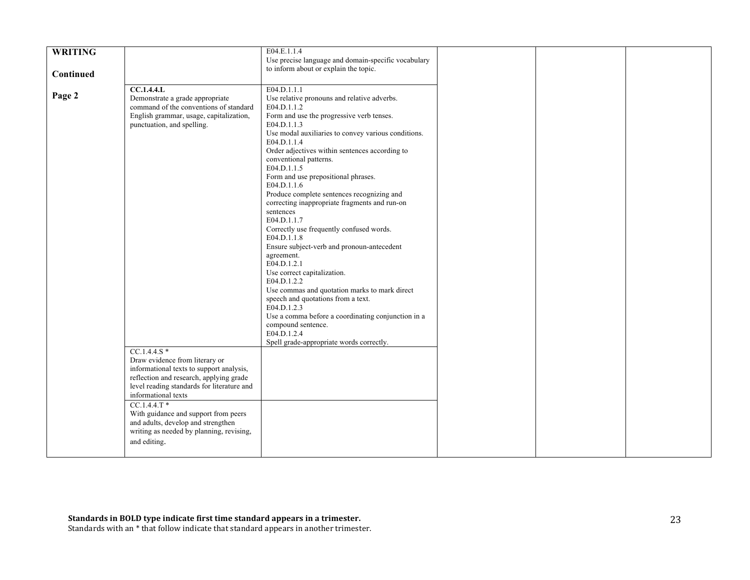| WRITING Continued Page 2 | | E04.E.1.1.4 Use precise language and domain-specific vocabulary to inform about or explain the topic. | | | |
|---|---|---|---|---|---|
| | **CC.1.4.4.L** Demonstrate a grade appropriate command of the conventions of standard English grammar, usage, capitalization, punctuation, and spelling. | E04.D.1.1.1 Use relative pronouns and relative adverbs. E04.D.1.1.2 Form and use the progressive verb tenses. E04.D.1.1.3 Use modal auxiliaries to convey various conditions. E04.D.1.1.4 Order adjectives within sentences according to conventional patterns. E04.D.1.1.5 Form and use prepositional phrases. E04.D.1.1.6 Produce complete sentences recognizing and correcting inappropriate fragments and run-on sentences E04.D.1.1.7 Correctly use frequently confused words. E04.D.1.1.8 Ensure subject-verb and pronoun-antecedent agreement. E04.D.1.2.1 Use correct capitalization. E04.D.1.2.2 Use commas and quotation marks to mark direct speech and quotations from a text. E04.D.1.2.3 Use a comma before a coordinating conjunction in a compound sentence. E04.D.1.2.4 Spell grade-appropriate words correctly. | | | |
| | CC.1.4.4.S * Draw evidence from literary or informational texts to support analysis, reflection and research, applying grade level reading standards for literature and informational texts | | | | |
| | CC.1.4.4.T * With guidance and support from peers and adults, develop and strengthen writing as needed by planning, revising, and editing. | | | | |

**Standards in BOLD type indicate first time standard appears in a trimester.**
Standards with an * that follow indicate that standard appears in another trimester.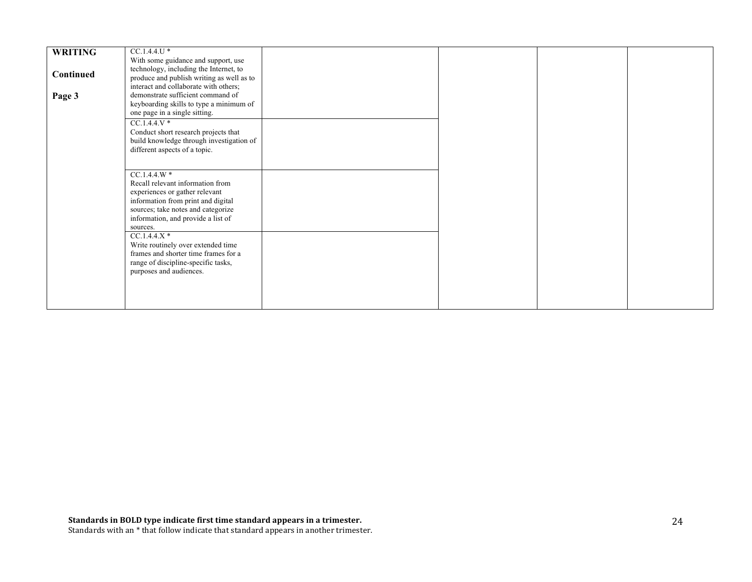| WRITING<br><br>Continued<br><br>Page 3 | CC.1.4.4.U *<br>With some guidance and support, use technology, including the Internet, to produce and publish writing as well as to interact and collaborate with others; demonstrate sufficient command of keyboarding skills to type a minimum of one page in a single sitting. | | | | |
|---|---|---|---|---|---|
| | CC.1.4.4.V *<br>Conduct short research projects that build knowledge through investigation of different aspects of a topic. | | | | |
| | CC.1.4.4.W *<br>Recall relevant information from experiences or gather relevant information from print and digital sources; take notes and categorize information, and provide a list of sources. | | | | |
| | CC.1.4.4.X *<br>Write routinely over extended time frames and shorter time frames for a range of discipline-specific tasks, purposes and audiences. | | | | |

**Standards in BOLD type indicate first time standard appears in a trimester.**
Standards with an * that follow indicate that standard appears in another trimester.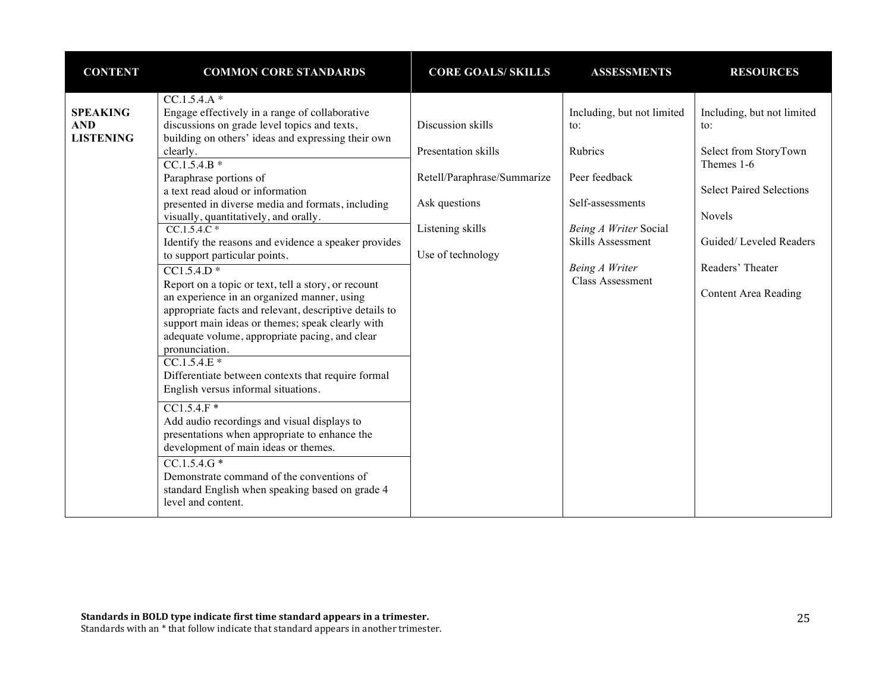| CONTENT | COMMON CORE STANDARDS | CORE GOALS/ SKILLS | ASSESSMENTS | RESOURCES |
| --- | --- | --- | --- | --- |
| **SPEAKING AND LISTENING** | CC.1.5.4.A * Engage effectively in a range of collaborative discussions on grade level topics and texts, building on others' ideas and expressing their own clearly. | Discussion skills<br><br>Presentation skills<br><br>Retell/Paraphrase/Summarize<br><br>Ask questions<br><br>Listening skills<br><br>Use of technology | Including, but not limited to:<br><br>Rubrics<br><br>Peer feedback<br><br>Self-assessments<br><br>*Being A Writer* Social Skills Assessment<br><br>*Being A Writer* Class Assessment | Including, but not limited to:<br><br>Select from StoryTown Themes 1-6<br><br>Select Paired Selections<br><br>Novels<br><br>Guided/ Leveled Readers<br><br>Readers' Theater<br><br>Content Area Reading |
| | CC.1.5.4.B * Paraphrase portions of a text read aloud or information presented in diverse media and formats, including visually, quantitatively, and orally. | | | |
| | CC.1.5.4.C * Identify the reasons and evidence a speaker provides to support particular points. | | | |
| | CC1.5.4.D * Report on a topic or text, tell a story, or recount an experience in an organized manner, using appropriate facts and relevant, descriptive details to support main ideas or themes; speak clearly with adequate volume, appropriate pacing, and clear pronunciation. | | | |
| | CC.1.5.4.E * Differentiate between contexts that require formal English versus informal situations. | | | |
| | CC1.5.4.F * Add audio recordings and visual displays to presentations when appropriate to enhance the development of main ideas or themes. | | | |
| | CC.1.5.4.G * Demonstrate command of the conventions of standard English when speaking based on grade 4 level and content. | | | |

**Standards in BOLD type indicate first time standard appears in a trimester.**
Standards with an * that follow indicate that standard appears in another trimester.